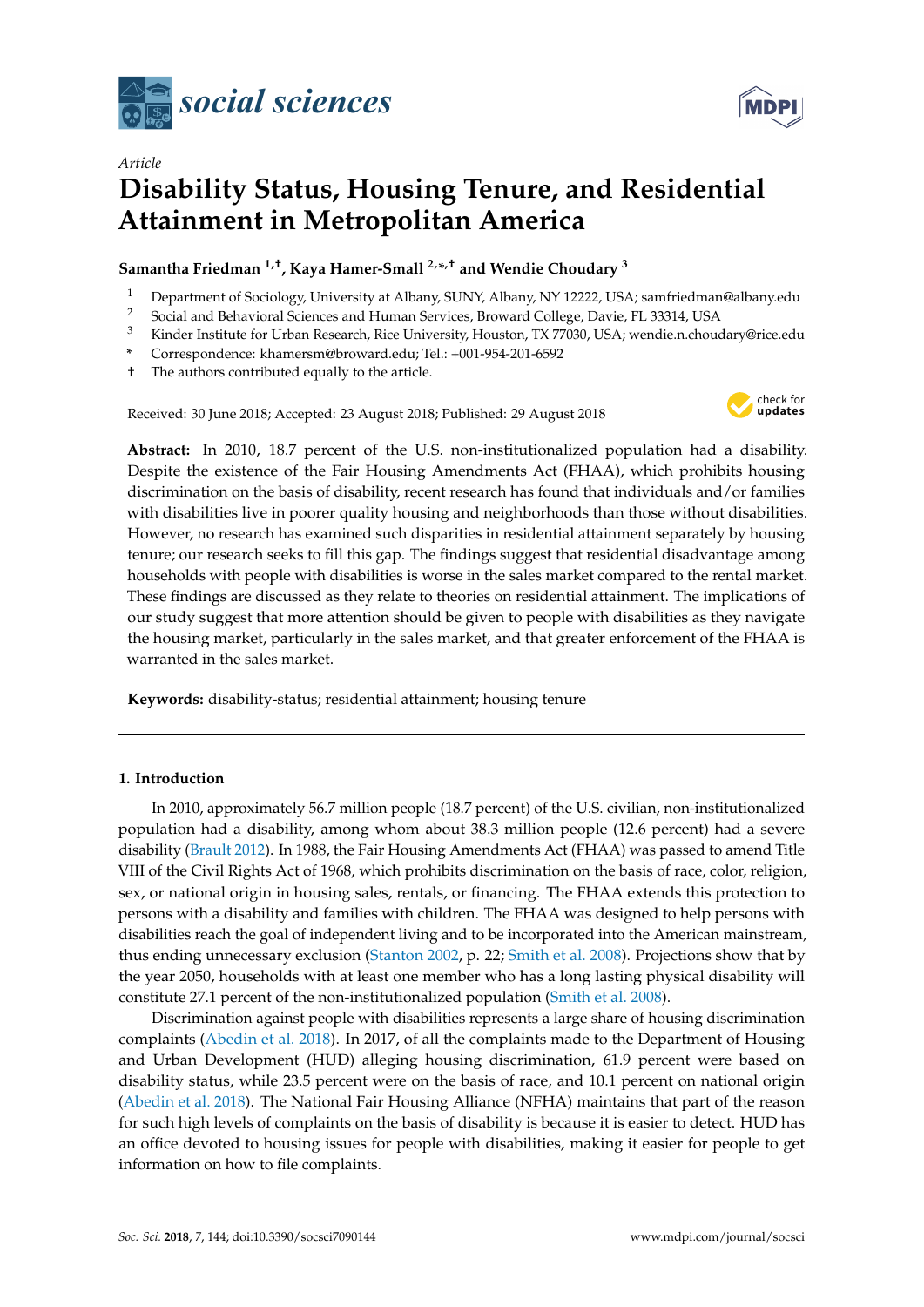*Article*

# Disability Status, Housing Tenure, and Residential Attainment in Metropolitan America

**Samantha Friedman [1,†], Kaya Hamer-Small [2,*,†] and Wendie Choudary [3]**

[1] Department of Sociology, University at Albany, SUNY, Albany, NY 12222, USA; samfriedman@albany.edu
[2] Social and Behavioral Sciences and Human Services, Broward College, Davie, FL 33314, USA
[3] Kinder Institute for Urban Research, Rice University, Houston, TX 77030, USA; wendie.n.choudary@rice.edu
* Correspondence: khamersm@broward.edu; Tel.: +001-954-201-6592
† The authors contributed equally to the article.

Received: 30 June 2018; Accepted: 23 August 2018; Published: 29 August 2018

**Abstract:** In 2010, 18.7 percent of the U.S. non-institutionalized population had a disability. Despite the existence of the Fair Housing Amendments Act (FHAA), which prohibits housing discrimination on the basis of disability, recent research has found that individuals and/or families with disabilities live in poorer quality housing and neighborhoods than those without disabilities. However, no research has examined such disparities in residential attainment separately by housing tenure; our research seeks to fill this gap. The findings suggest that residential disadvantage among households with people with disabilities is worse in the sales market compared to the rental market. These findings are discussed as they relate to theories on residential attainment. The implications of our study suggest that more attention should be given to people with disabilities as they navigate the housing market, particularly in the sales market, and that greater enforcement of the FHAA is warranted in the sales market.

**Keywords:** disability-status; residential attainment; housing tenure

## 1. Introduction

In 2010, approximately 56.7 million people (18.7 percent) of the U.S. civilian, non-institutionalized population had a disability, among whom about 38.3 million people (12.6 percent) had a severe disability (Brault 2012). In 1988, the Fair Housing Amendments Act (FHAA) was passed to amend Title VIII of the Civil Rights Act of 1968, which prohibits discrimination on the basis of race, color, religion, sex, or national origin in housing sales, rentals, or financing. The FHAA extends this protection to persons with a disability and families with children. The FHAA was designed to help persons with disabilities reach the goal of independent living and to be incorporated into the American mainstream, thus ending unnecessary exclusion (Stanton 2002, p. 22; Smith et al. 2008). Projections show that by the year 2050, households with at least one member who has a long lasting physical disability will constitute 27.1 percent of the non-institutionalized population (Smith et al. 2008).

Discrimination against people with disabilities represents a large share of housing discrimination complaints (Abedin et al. 2018). In 2017, of all the complaints made to the Department of Housing and Urban Development (HUD) alleging housing discrimination, 61.9 percent were based on disability status, while 23.5 percent were on the basis of race, and 10.1 percent on national origin (Abedin et al. 2018). The National Fair Housing Alliance (NFHA) maintains that part of the reason for such high levels of complaints on the basis of disability is because it is easier to detect. HUD has an office devoted to housing issues for people with disabilities, making it easier for people to get information on how to file complaints.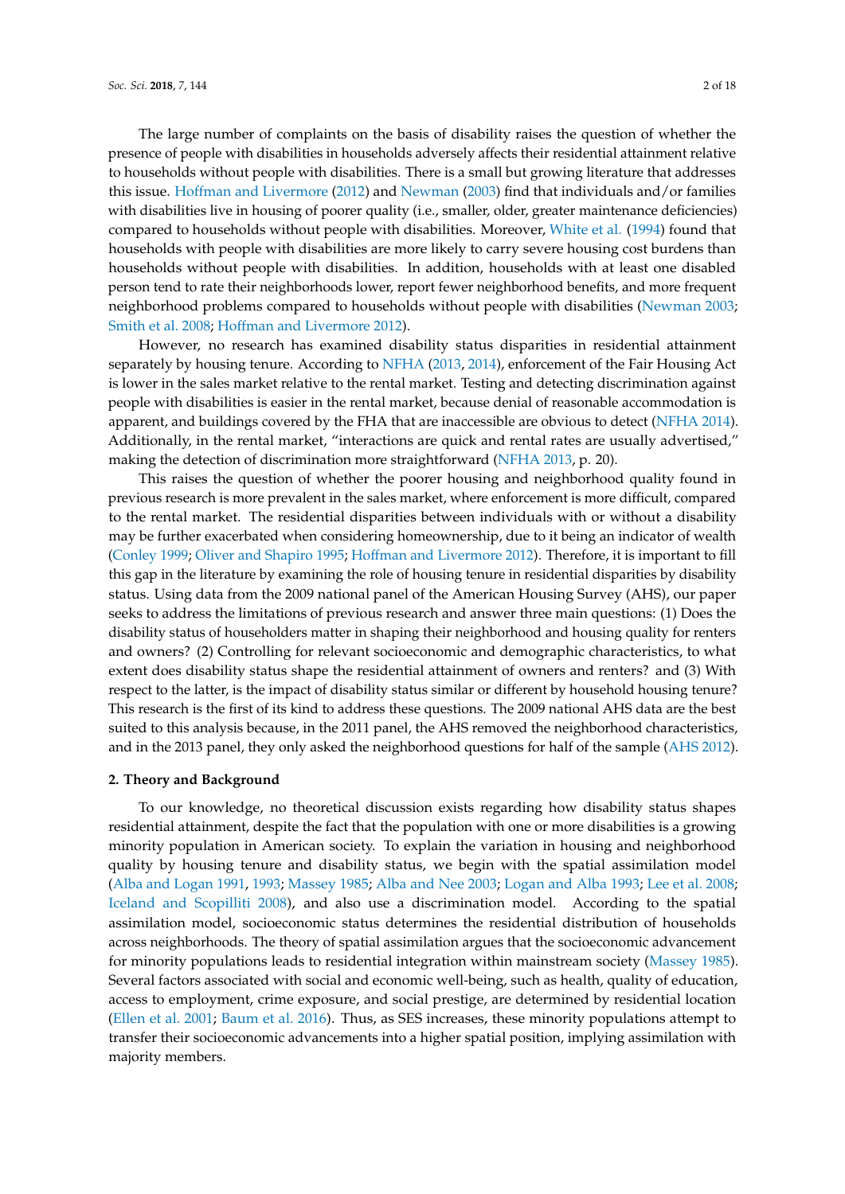The large number of complaints on the basis of disability raises the question of whether the presence of people with disabilities in households adversely affects their residential attainment relative to households without people with disabilities. There is a small but growing literature that addresses this issue. Hoffman and Livermore (2012) and Newman (2003) find that individuals and/or families with disabilities live in housing of poorer quality (i.e., smaller, older, greater maintenance deficiencies) compared to households without people with disabilities. Moreover, White et al. (1994) found that households with people with disabilities are more likely to carry severe housing cost burdens than households without people with disabilities. In addition, households with at least one disabled person tend to rate their neighborhoods lower, report fewer neighborhood benefits, and more frequent neighborhood problems compared to households without people with disabilities (Newman 2003; Smith et al. 2008; Hoffman and Livermore 2012).

However, no research has examined disability status disparities in residential attainment separately by housing tenure. According to NFHA (2013, 2014), enforcement of the Fair Housing Act is lower in the sales market relative to the rental market. Testing and detecting discrimination against people with disabilities is easier in the rental market, because denial of reasonable accommodation is apparent, and buildings covered by the FHA that are inaccessible are obvious to detect (NFHA 2014). Additionally, in the rental market, "interactions are quick and rental rates are usually advertised," making the detection of discrimination more straightforward (NFHA 2013, p. 20).

This raises the question of whether the poorer housing and neighborhood quality found in previous research is more prevalent in the sales market, where enforcement is more difficult, compared to the rental market. The residential disparities between individuals with or without a disability may be further exacerbated when considering homeownership, due to it being an indicator of wealth (Conley 1999; Oliver and Shapiro 1995; Hoffman and Livermore 2012). Therefore, it is important to fill this gap in the literature by examining the role of housing tenure in residential disparities by disability status. Using data from the 2009 national panel of the American Housing Survey (AHS), our paper seeks to address the limitations of previous research and answer three main questions: (1) Does the disability status of householders matter in shaping their neighborhood and housing quality for renters and owners? (2) Controlling for relevant socioeconomic and demographic characteristics, to what extent does disability status shape the residential attainment of owners and renters? and (3) With respect to the latter, is the impact of disability status similar or different by household housing tenure? This research is the first of its kind to address these questions. The 2009 national AHS data are the best suited to this analysis because, in the 2011 panel, the AHS removed the neighborhood characteristics, and in the 2013 panel, they only asked the neighborhood questions for half of the sample (AHS 2012).

## 2. Theory and Background

To our knowledge, no theoretical discussion exists regarding how disability status shapes residential attainment, despite the fact that the population with one or more disabilities is a growing minority population in American society. To explain the variation in housing and neighborhood quality by housing tenure and disability status, we begin with the spatial assimilation model (Alba and Logan 1991, 1993; Massey 1985; Alba and Nee 2003; Logan and Alba 1993; Lee et al. 2008; Iceland and Scopilliti 2008), and also use a discrimination model. According to the spatial assimilation model, socioeconomic status determines the residential distribution of households across neighborhoods. The theory of spatial assimilation argues that the socioeconomic advancement for minority populations leads to residential integration within mainstream society (Massey 1985). Several factors associated with social and economic well-being, such as health, quality of education, access to employment, crime exposure, and social prestige, are determined by residential location (Ellen et al. 2001; Baum et al. 2016). Thus, as SES increases, these minority populations attempt to transfer their socioeconomic advancements into a higher spatial position, implying assimilation with majority members.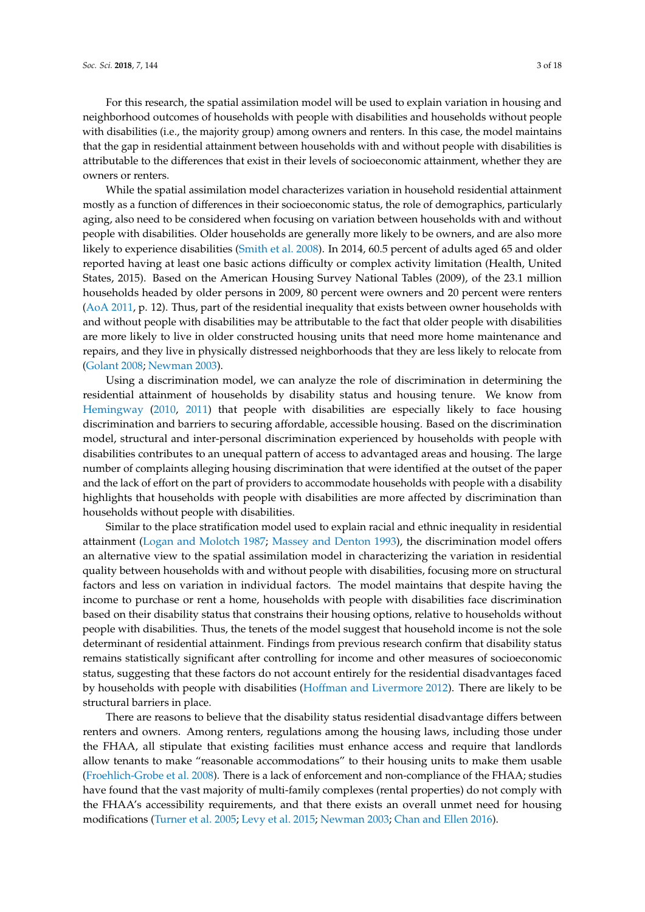For this research, the spatial assimilation model will be used to explain variation in housing and neighborhood outcomes of households with people with disabilities and households without people with disabilities (i.e., the majority group) among owners and renters. In this case, the model maintains that the gap in residential attainment between households with and without people with disabilities is attributable to the differences that exist in their levels of socioeconomic attainment, whether they are owners or renters.

While the spatial assimilation model characterizes variation in household residential attainment mostly as a function of differences in their socioeconomic status, the role of demographics, particularly aging, also need to be considered when focusing on variation between households with and without people with disabilities. Older households are generally more likely to be owners, and are also more likely to experience disabilities (Smith et al. 2008). In 2014, 60.5 percent of adults aged 65 and older reported having at least one basic actions difficulty or complex activity limitation (Health, United States, 2015). Based on the American Housing Survey National Tables (2009), of the 23.1 million households headed by older persons in 2009, 80 percent were owners and 20 percent were renters (AoA 2011, p. 12). Thus, part of the residential inequality that exists between owner households with and without people with disabilities may be attributable to the fact that older people with disabilities are more likely to live in older constructed housing units that need more home maintenance and repairs, and they live in physically distressed neighborhoods that they are less likely to relocate from (Golant 2008; Newman 2003).

Using a discrimination model, we can analyze the role of discrimination in determining the residential attainment of households by disability status and housing tenure. We know from Hemingway (2010, 2011) that people with disabilities are especially likely to face housing discrimination and barriers to securing affordable, accessible housing. Based on the discrimination model, structural and inter-personal discrimination experienced by households with people with disabilities contributes to an unequal pattern of access to advantaged areas and housing. The large number of complaints alleging housing discrimination that were identified at the outset of the paper and the lack of effort on the part of providers to accommodate households with people with a disability highlights that households with people with disabilities are more affected by discrimination than households without people with disabilities.

Similar to the place stratification model used to explain racial and ethnic inequality in residential attainment (Logan and Molotch 1987; Massey and Denton 1993), the discrimination model offers an alternative view to the spatial assimilation model in characterizing the variation in residential quality between households with and without people with disabilities, focusing more on structural factors and less on variation in individual factors. The model maintains that despite having the income to purchase or rent a home, households with people with disabilities face discrimination based on their disability status that constrains their housing options, relative to households without people with disabilities. Thus, the tenets of the model suggest that household income is not the sole determinant of residential attainment. Findings from previous research confirm that disability status remains statistically significant after controlling for income and other measures of socioeconomic status, suggesting that these factors do not account entirely for the residential disadvantages faced by households with people with disabilities (Hoffman and Livermore 2012). There are likely to be structural barriers in place.

There are reasons to believe that the disability status residential disadvantage differs between renters and owners. Among renters, regulations among the housing laws, including those under the FHAA, all stipulate that existing facilities must enhance access and require that landlords allow tenants to make "reasonable accommodations" to their housing units to make them usable (Froehlich-Grobe et al. 2008). There is a lack of enforcement and non-compliance of the FHAA; studies have found that the vast majority of multi-family complexes (rental properties) do not comply with the FHAA's accessibility requirements, and that there exists an overall unmet need for housing modifications (Turner et al. 2005; Levy et al. 2015; Newman 2003; Chan and Ellen 2016).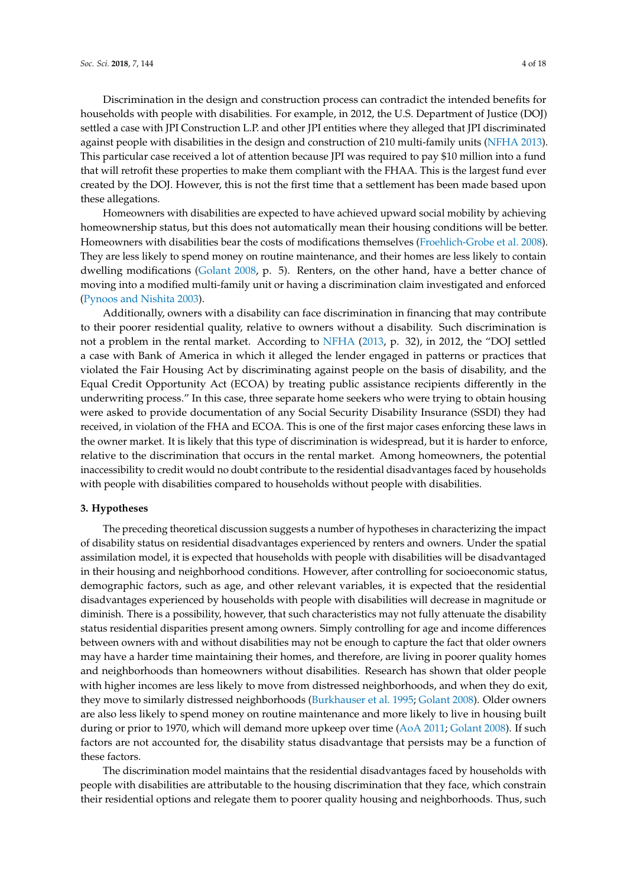Discrimination in the design and construction process can contradict the intended benefits for households with people with disabilities. For example, in 2012, the U.S. Department of Justice (DOJ) settled a case with JPI Construction L.P. and other JPI entities where they alleged that JPI discriminated against people with disabilities in the design and construction of 210 multi-family units (NFHA 2013). This particular case received a lot of attention because JPI was required to pay $10 million into a fund that will retrofit these properties to make them compliant with the FHAA. This is the largest fund ever created by the DOJ. However, this is not the first time that a settlement has been made based upon these allegations.

Homeowners with disabilities are expected to have achieved upward social mobility by achieving homeownership status, but this does not automatically mean their housing conditions will be better. Homeowners with disabilities bear the costs of modifications themselves (Froehlich-Grobe et al. 2008). They are less likely to spend money on routine maintenance, and their homes are less likely to contain dwelling modifications (Golant 2008, p. 5). Renters, on the other hand, have a better chance of moving into a modified multi-family unit or having a discrimination claim investigated and enforced (Pynoos and Nishita 2003).

Additionally, owners with a disability can face discrimination in financing that may contribute to their poorer residential quality, relative to owners without a disability. Such discrimination is not a problem in the rental market. According to NFHA (2013, p. 32), in 2012, the "DOJ settled a case with Bank of America in which it alleged the lender engaged in patterns or practices that violated the Fair Housing Act by discriminating against people on the basis of disability, and the Equal Credit Opportunity Act (ECOA) by treating public assistance recipients differently in the underwriting process." In this case, three separate home seekers who were trying to obtain housing were asked to provide documentation of any Social Security Disability Insurance (SSDI) they had received, in violation of the FHA and ECOA. This is one of the first major cases enforcing these laws in the owner market. It is likely that this type of discrimination is widespread, but it is harder to enforce, relative to the discrimination that occurs in the rental market. Among homeowners, the potential inaccessibility to credit would no doubt contribute to the residential disadvantages faced by households with people with disabilities compared to households without people with disabilities.

## 3. Hypotheses

The preceding theoretical discussion suggests a number of hypotheses in characterizing the impact of disability status on residential disadvantages experienced by renters and owners. Under the spatial assimilation model, it is expected that households with people with disabilities will be disadvantaged in their housing and neighborhood conditions. However, after controlling for socioeconomic status, demographic factors, such as age, and other relevant variables, it is expected that the residential disadvantages experienced by households with people with disabilities will decrease in magnitude or diminish. There is a possibility, however, that such characteristics may not fully attenuate the disability status residential disparities present among owners. Simply controlling for age and income differences between owners with and without disabilities may not be enough to capture the fact that older owners may have a harder time maintaining their homes, and therefore, are living in poorer quality homes and neighborhoods than homeowners without disabilities. Research has shown that older people with higher incomes are less likely to move from distressed neighborhoods, and when they do exit, they move to similarly distressed neighborhoods (Burkhauser et al. 1995; Golant 2008). Older owners are also less likely to spend money on routine maintenance and more likely to live in housing built during or prior to 1970, which will demand more upkeep over time (AoA 2011; Golant 2008). If such factors are not accounted for, the disability status disadvantage that persists may be a function of these factors.

The discrimination model maintains that the residential disadvantages faced by households with people with disabilities are attributable to the housing discrimination that they face, which constrain their residential options and relegate them to poorer quality housing and neighborhoods. Thus, such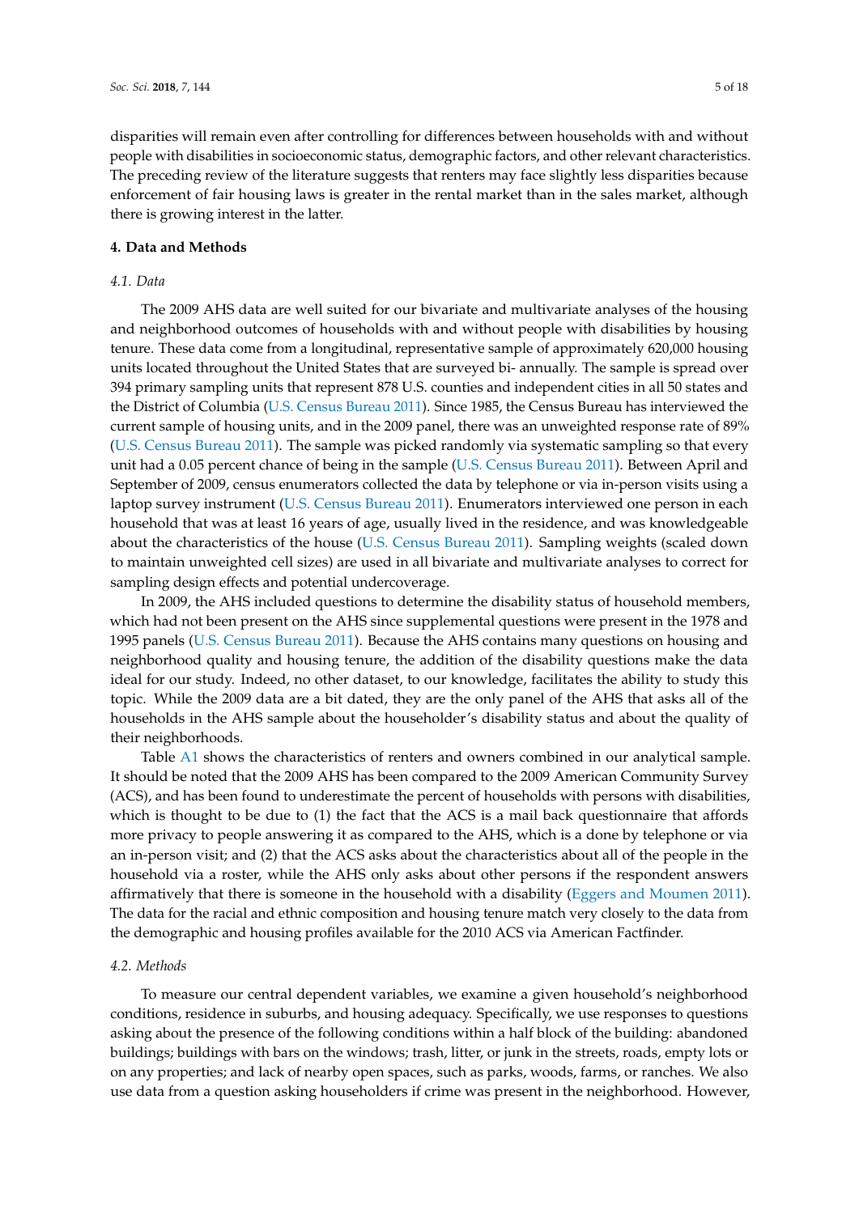disparities will remain even after controlling for differences between households with and without people with disabilities in socioeconomic status, demographic factors, and other relevant characteristics. The preceding review of the literature suggests that renters may face slightly less disparities because enforcement of fair housing laws is greater in the rental market than in the sales market, although there is growing interest in the latter.

## 4. Data and Methods

### *4.1. Data*

The 2009 AHS data are well suited for our bivariate and multivariate analyses of the housing and neighborhood outcomes of households with and without people with disabilities by housing tenure. These data come from a longitudinal, representative sample of approximately 620,000 housing units located throughout the United States that are surveyed bi- annually. The sample is spread over 394 primary sampling units that represent 878 U.S. counties and independent cities in all 50 states and the District of Columbia (U.S. Census Bureau 2011). Since 1985, the Census Bureau has interviewed the current sample of housing units, and in the 2009 panel, there was an unweighted response rate of 89% (U.S. Census Bureau 2011). The sample was picked randomly via systematic sampling so that every unit had a 0.05 percent chance of being in the sample (U.S. Census Bureau 2011). Between April and September of 2009, census enumerators collected the data by telephone or via in-person visits using a laptop survey instrument (U.S. Census Bureau 2011). Enumerators interviewed one person in each household that was at least 16 years of age, usually lived in the residence, and was knowledgeable about the characteristics of the house (U.S. Census Bureau 2011). Sampling weights (scaled down to maintain unweighted cell sizes) are used in all bivariate and multivariate analyses to correct for sampling design effects and potential undercoverage.

In 2009, the AHS included questions to determine the disability status of household members, which had not been present on the AHS since supplemental questions were present in the 1978 and 1995 panels (U.S. Census Bureau 2011). Because the AHS contains many questions on housing and neighborhood quality and housing tenure, the addition of the disability questions make the data ideal for our study. Indeed, no other dataset, to our knowledge, facilitates the ability to study this topic. While the 2009 data are a bit dated, they are the only panel of the AHS that asks all of the households in the AHS sample about the householder's disability status and about the quality of their neighborhoods.

Table A1 shows the characteristics of renters and owners combined in our analytical sample. It should be noted that the 2009 AHS has been compared to the 2009 American Community Survey (ACS), and has been found to underestimate the percent of households with persons with disabilities, which is thought to be due to (1) the fact that the ACS is a mail back questionnaire that affords more privacy to people answering it as compared to the AHS, which is a done by telephone or via an in-person visit; and (2) that the ACS asks about the characteristics about all of the people in the household via a roster, while the AHS only asks about other persons if the respondent answers affirmatively that there is someone in the household with a disability (Eggers and Moumen 2011). The data for the racial and ethnic composition and housing tenure match very closely to the data from the demographic and housing profiles available for the 2010 ACS via American Factfinder.

### *4.2. Methods*

To measure our central dependent variables, we examine a given household's neighborhood conditions, residence in suburbs, and housing adequacy. Specifically, we use responses to questions asking about the presence of the following conditions within a half block of the building: abandoned buildings; buildings with bars on the windows; trash, litter, or junk in the streets, roads, empty lots or on any properties; and lack of nearby open spaces, such as parks, woods, farms, or ranches. We also use data from a question asking householders if crime was present in the neighborhood. However,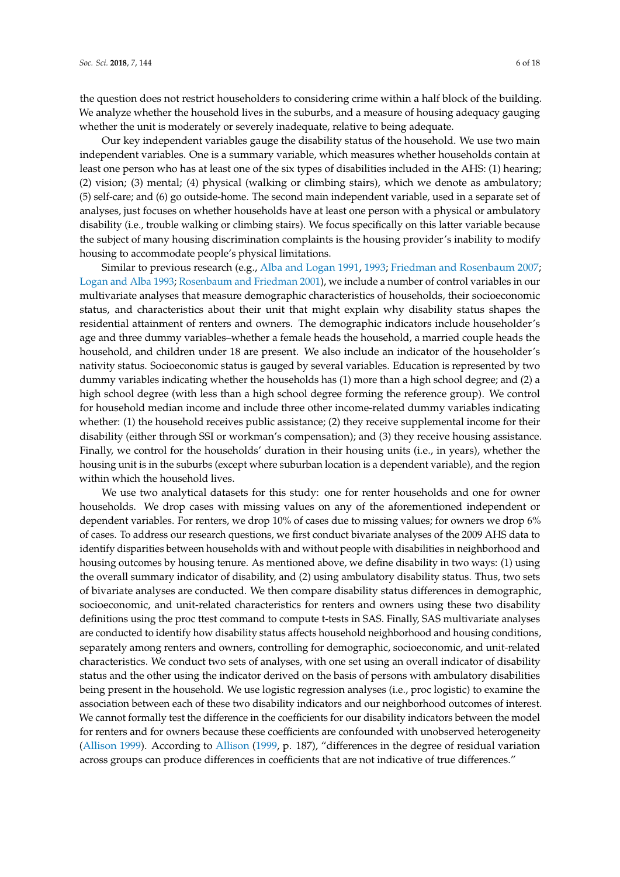the question does not restrict householders to considering crime within a half block of the building. We analyze whether the household lives in the suburbs, and a measure of housing adequacy gauging whether the unit is moderately or severely inadequate, relative to being adequate.

Our key independent variables gauge the disability status of the household. We use two main independent variables. One is a summary variable, which measures whether households contain at least one person who has at least one of the six types of disabilities included in the AHS: (1) hearing; (2) vision; (3) mental; (4) physical (walking or climbing stairs), which we denote as ambulatory; (5) self-care; and (6) go outside-home. The second main independent variable, used in a separate set of analyses, just focuses on whether households have at least one person with a physical or ambulatory disability (i.e., trouble walking or climbing stairs). We focus specifically on this latter variable because the subject of many housing discrimination complaints is the housing provider's inability to modify housing to accommodate people's physical limitations.

Similar to previous research (e.g., Alba and Logan 1991, 1993; Friedman and Rosenbaum 2007; Logan and Alba 1993; Rosenbaum and Friedman 2001), we include a number of control variables in our multivariate analyses that measure demographic characteristics of households, their socioeconomic status, and characteristics about their unit that might explain why disability status shapes the residential attainment of renters and owners. The demographic indicators include householder's age and three dummy variables–whether a female heads the household, a married couple heads the household, and children under 18 are present. We also include an indicator of the householder's nativity status. Socioeconomic status is gauged by several variables. Education is represented by two dummy variables indicating whether the households has (1) more than a high school degree; and (2) a high school degree (with less than a high school degree forming the reference group). We control for household median income and include three other income-related dummy variables indicating whether: (1) the household receives public assistance; (2) they receive supplemental income for their disability (either through SSI or workman's compensation); and (3) they receive housing assistance. Finally, we control for the households' duration in their housing units (i.e., in years), whether the housing unit is in the suburbs (except where suburban location is a dependent variable), and the region within which the household lives.

We use two analytical datasets for this study: one for renter households and one for owner households. We drop cases with missing values on any of the aforementioned independent or dependent variables. For renters, we drop 10% of cases due to missing values; for owners we drop 6% of cases. To address our research questions, we first conduct bivariate analyses of the 2009 AHS data to identify disparities between households with and without people with disabilities in neighborhood and housing outcomes by housing tenure. As mentioned above, we define disability in two ways: (1) using the overall summary indicator of disability, and (2) using ambulatory disability status. Thus, two sets of bivariate analyses are conducted. We then compare disability status differences in demographic, socioeconomic, and unit-related characteristics for renters and owners using these two disability definitions using the proc ttest command to compute t-tests in SAS. Finally, SAS multivariate analyses are conducted to identify how disability status affects household neighborhood and housing conditions, separately among renters and owners, controlling for demographic, socioeconomic, and unit-related characteristics. We conduct two sets of analyses, with one set using an overall indicator of disability status and the other using the indicator derived on the basis of persons with ambulatory disabilities being present in the household. We use logistic regression analyses (i.e., proc logistic) to examine the association between each of these two disability indicators and our neighborhood outcomes of interest. We cannot formally test the difference in the coefficients for our disability indicators between the model for renters and for owners because these coefficients are confounded with unobserved heterogeneity (Allison 1999). According to Allison (1999, p. 187), "differences in the degree of residual variation across groups can produce differences in coefficients that are not indicative of true differences."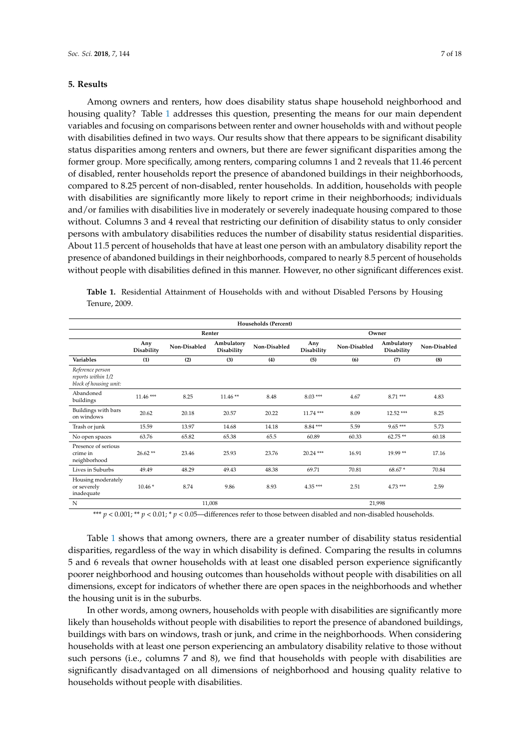## 5. Results

Among owners and renters, how does disability status shape household neighborhood and housing quality? Table 1 addresses this question, presenting the means for our main dependent variables and focusing on comparisons between renter and owner households with and without people with disabilities defined in two ways. Our results show that there appears to be significant disability status disparities among renters and owners, but there are fewer significant disparities among the former group. More specifically, among renters, comparing columns 1 and 2 reveals that 11.46 percent of disabled, renter households report the presence of abandoned buildings in their neighborhoods, compared to 8.25 percent of non-disabled, renter households. In addition, households with people with disabilities are significantly more likely to report crime in their neighborhoods; individuals and/or families with disabilities live in moderately or severely inadequate housing compared to those without. Columns 3 and 4 reveal that restricting our definition of disability status to only consider persons with ambulatory disabilities reduces the number of disability status residential disparities. About 11.5 percent of households that have at least one person with an ambulatory disability report the presence of abandoned buildings in their neighborhoods, compared to nearly 8.5 percent of households without people with disabilities defined in this manner. However, no other significant differences exist.

**Table 1.** Residential Attainment of Households with and without Disabled Persons by Housing Tenure, 2009.

| | Households (Percent) | | | | | | | |
|---|---|---|---|---|---|---|---|---|
| | Renter | | | | Owner | | | |
| | Any Disability | Non-Disabled | Ambulatory Disability | Non-Disabled | Any Disability | Non-Disabled | Ambulatory Disability | Non-Disabled |
| **Variables** | **(1)** | **(2)** | **(3)** | **(4)** | **(5)** | **(6)** | **(7)** | **(8)** |
| *Reference person reports within 1/2 block of housing unit:* | | | | | | | | |
| Abandoned buildings | 11.46 *** | 8.25 | 11.46 ** | 8.48 | 8.03 *** | 4.67 | 8.71 *** | 4.83 |
| Buildings with bars on windows | 20.62 | 20.18 | 20.57 | 20.22 | 11.74 *** | 8.09 | 12.52 *** | 8.25 |
| Trash or junk | 15.59 | 13.97 | 14.68 | 14.18 | 8.84 *** | 5.59 | 9.65 *** | 5.73 |
| No open spaces | 63.76 | 65.82 | 65.38 | 65.5 | 60.89 | 60.33 | 62.75 ** | 60.18 |
| Presence of serious crime in neighborhood | 26.62 ** | 23.46 | 25.93 | 23.76 | 20.24 *** | 16.91 | 19.99 ** | 17.16 |
| Lives in Suburbs | 49.49 | 48.29 | 49.43 | 48.38 | 69.71 | 70.81 | 68.67 * | 70.84 |
| Housing moderately or severely inadequate | 10.46 * | 8.74 | 9.86 | 8.93 | 4.35 *** | 2.51 | 4.73 *** | 2.59 |
| N | 11,008 | | | | 21,998 | | | |

*** $p < 0.001$; ** $p < 0.01$; * $p < 0.05$—differences refer to those between disabled and non-disabled households.

Table 1 shows that among owners, there are a greater number of disability status residential disparities, regardless of the way in which disability is defined. Comparing the results in columns 5 and 6 reveals that owner households with at least one disabled person experience significantly poorer neighborhood and housing outcomes than households without people with disabilities on all dimensions, except for indicators of whether there are open spaces in the neighborhoods and whether the housing unit is in the suburbs.

In other words, among owners, households with people with disabilities are significantly more likely than households without people with disabilities to report the presence of abandoned buildings, buildings with bars on windows, trash or junk, and crime in the neighborhoods. When considering households with at least one person experiencing an ambulatory disability relative to those without such persons (i.e., columns 7 and 8), we find that households with people with disabilities are significantly disadvantaged on all dimensions of neighborhood and housing quality relative to households without people with disabilities.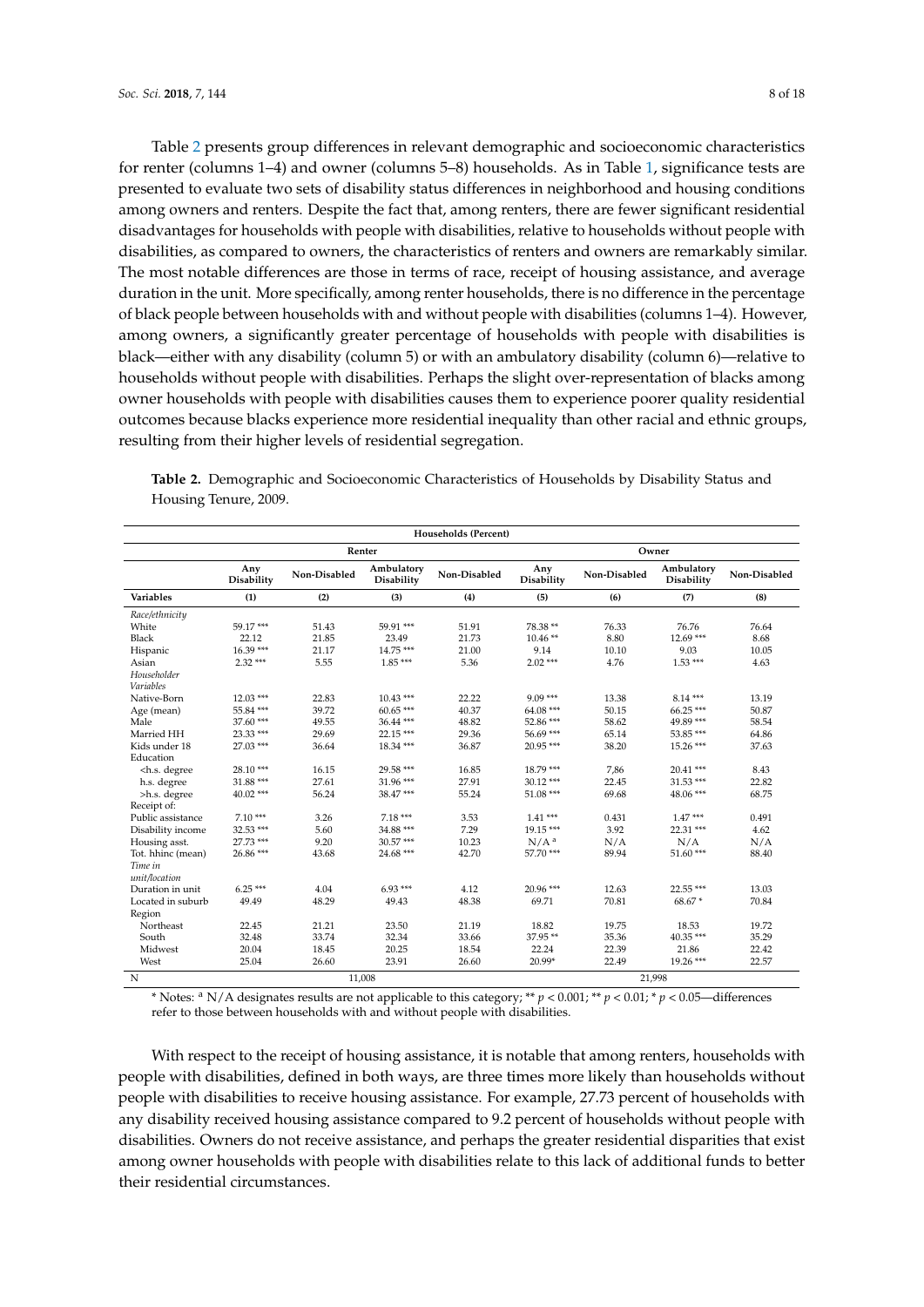Table 2 presents group differences in relevant demographic and socioeconomic characteristics for renter (columns 1–4) and owner (columns 5–8) households. As in Table 1, significance tests are presented to evaluate two sets of disability status differences in neighborhood and housing conditions among owners and renters. Despite the fact that, among renters, there are fewer significant residential disadvantages for households with people with disabilities, relative to households without people with disabilities, as compared to owners, the characteristics of renters and owners are remarkably similar. The most notable differences are those in terms of race, receipt of housing assistance, and average duration in the unit. More specifically, among renter households, there is no difference in the percentage of black people between households with and without people with disabilities (columns 1–4). However, among owners, a significantly greater percentage of households with people with disabilities is black—either with any disability (column 5) or with an ambulatory disability (column 6)—relative to households without people with disabilities. Perhaps the slight over-representation of blacks among owner households with people with disabilities causes them to experience poorer quality residential outcomes because blacks experience more residential inequality than other racial and ethnic groups, resulting from their higher levels of residential segregation.

**Table 2.** Demographic and Socioeconomic Characteristics of Households by Disability Status and Housing Tenure, 2009.

| | Households (Percent) | | | | | | | |
|---|---|---|---|---|---|---|---|---|
| | Renter | | | | Owner | | | |
| | Any Disability | Non-Disabled | Ambulatory Disability | Non-Disabled | Any Disability | Non-Disabled | Ambulatory Disability | Non-Disabled |
| **Variables** | **(1)** | **(2)** | **(3)** | **(4)** | **(5)** | **(6)** | **(7)** | **(8)** |
| *Race/ethnicity* | | | | | | | | |
| White | 59.17 *** | 51.43 | 59.91 *** | 51.91 | 78.38 ** | 76.33 | 76.76 | 76.64 |
| Black | 22.12 | 21.85 | 23.49 | 21.73 | 10.46 ** | 8.80 | 12.69 *** | 8.68 |
| Hispanic | 16.39 *** | 21.17 | 14.75 *** | 21.00 | 9.14 | 10.10 | 9.03 | 10.05 |
| Asian | 2.32 *** | 5.55 | 1.85 *** | 5.36 | 2.02 *** | 4.76 | 1.53 *** | 4.63 |
| *Householder Variables* | | | | | | | | |
| Native-Born | 12.03 *** | 22.83 | 10.43 *** | 22.22 | 9.09 *** | 13.38 | 8.14 *** | 13.19 |
| Age (mean) | 55.84 *** | 39.72 | 60.65 *** | 40.37 | 64.08 *** | 50.15 | 66.25 *** | 50.87 |
| Male | 37.60 *** | 49.55 | 36.44 *** | 48.82 | 52.86 *** | 58.62 | 49.89 *** | 58.54 |
| Married HH | 23.33 *** | 29.69 | 22.15 *** | 29.36 | 56.69 *** | 65.14 | 53.85 *** | 64.86 |
| Kids under 18 | 27.03 *** | 36.64 | 18.34 *** | 36.87 | 20.95 *** | 38.20 | 15.26 *** | 37.63 |
| Education | | | | | | | | |
| <h.s. degree | 28.10 *** | 16.15 | 29.58 *** | 16.85 | 18.79 *** | 7,86 | 20.41 *** | 8.43 |
| h.s. degree | 31.88 *** | 27.61 | 31.96 *** | 27.91 | 30.12 *** | 22.45 | 31.53 *** | 22.82 |
| >h.s. degree | 40.02 *** | 56.24 | 38.47 *** | 55.24 | 51.08 *** | 69.68 | 48.06 *** | 68.75 |
| Receipt of: | | | | | | | | |
| Public assistance | 7.10 *** | 3.26 | 7.18 *** | 3.53 | 1.41 *** | 0.431 | 1.47 *** | 0.491 |
| Disability income | 32.53 *** | 5.60 | 34.88 *** | 7.29 | 19.15 *** | 3.92 | 22.31 *** | 4.62 |
| Housing asst. | 27.73 *** | 9.20 | 30.57 *** | 10.23 | N/A [a] | N/A | N/A | N/A |
| Tot. hhinc (mean) | 26.86 *** | 43.68 | 24.68 *** | 42.70 | 57.70 *** | 89.94 | 51.60 *** | 88.40 |
| *Time in unit/location* | | | | | | | | |
| Duration in unit | 6.25 *** | 4.04 | 6.93 *** | 4.12 | 20.96 *** | 12.63 | 22.55 *** | 13.03 |
| Located in suburb | 49.49 | 48.29 | 49.43 | 48.38 | 69.71 | 70.81 | 68.67 * | 70.84 |
| Region | | | | | | | | |
| Northeast | 22.45 | 21.21 | 23.50 | 21.19 | 18.82 | 19.75 | 18.53 | 19.72 |
| South | 32.48 | 33.74 | 32.34 | 33.66 | 37.95 ** | 35.36 | 40.35 *** | 35.29 |
| Midwest | 20.04 | 18.45 | 20.25 | 18.54 | 22.24 | 22.39 | 21.86 | 22.42 |
| West | 25.04 | 26.60 | 23.91 | 26.60 | 20.99* | 22.49 | 19.26 *** | 22.57 |
| N | 11,008 | | | | 21,998 | | | |

\* Notes: [a] N/A designates results are not applicable to this category; ** $p < 0.001$; ** $p < 0.01$; * $p < 0.05$—differences refer to those between households with and without people with disabilities.

With respect to the receipt of housing assistance, it is notable that among renters, households with people with disabilities, defined in both ways, are three times more likely than households without people with disabilities to receive housing assistance. For example, 27.73 percent of households with any disability received housing assistance compared to 9.2 percent of households without people with disabilities. Owners do not receive assistance, and perhaps the greater residential disparities that exist among owner households with people with disabilities relate to this lack of additional funds to better their residential circumstances.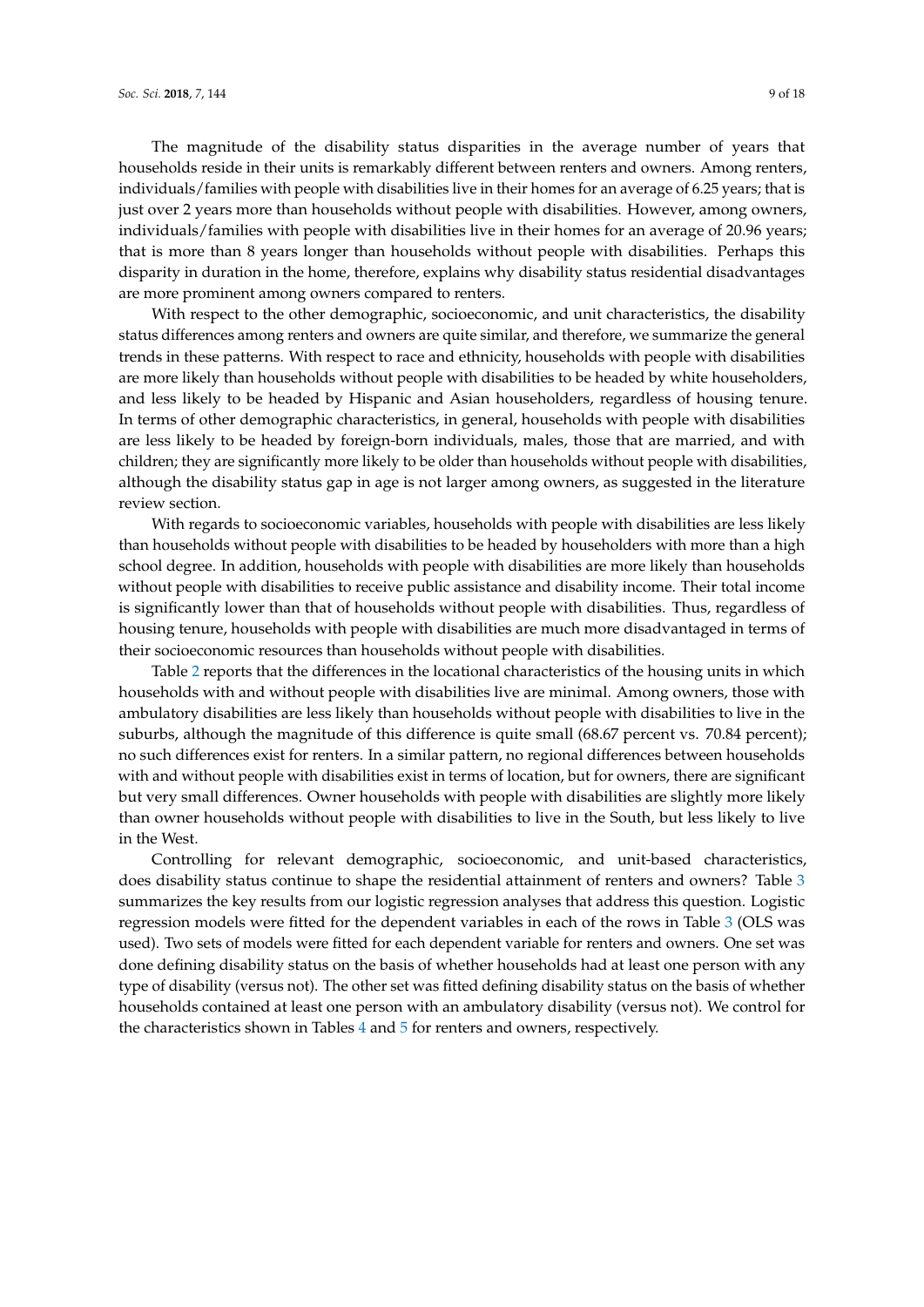The magnitude of the disability status disparities in the average number of years that households reside in their units is remarkably different between renters and owners. Among renters, individuals/families with people with disabilities live in their homes for an average of 6.25 years; that is just over 2 years more than households without people with disabilities. However, among owners, individuals/families with people with disabilities live in their homes for an average of 20.96 years; that is more than 8 years longer than households without people with disabilities. Perhaps this disparity in duration in the home, therefore, explains why disability status residential disadvantages are more prominent among owners compared to renters.

With respect to the other demographic, socioeconomic, and unit characteristics, the disability status differences among renters and owners are quite similar, and therefore, we summarize the general trends in these patterns. With respect to race and ethnicity, households with people with disabilities are more likely than households without people with disabilities to be headed by white householders, and less likely to be headed by Hispanic and Asian householders, regardless of housing tenure. In terms of other demographic characteristics, in general, households with people with disabilities are less likely to be headed by foreign-born individuals, males, those that are married, and with children; they are significantly more likely to be older than households without people with disabilities, although the disability status gap in age is not larger among owners, as suggested in the literature review section.

With regards to socioeconomic variables, households with people with disabilities are less likely than households without people with disabilities to be headed by householders with more than a high school degree. In addition, households with people with disabilities are more likely than households without people with disabilities to receive public assistance and disability income. Their total income is significantly lower than that of households without people with disabilities. Thus, regardless of housing tenure, households with people with disabilities are much more disadvantaged in terms of their socioeconomic resources than households without people with disabilities.

Table 2 reports that the differences in the locational characteristics of the housing units in which households with and without people with disabilities live are minimal. Among owners, those with ambulatory disabilities are less likely than households without people with disabilities to live in the suburbs, although the magnitude of this difference is quite small (68.67 percent vs. 70.84 percent); no such differences exist for renters. In a similar pattern, no regional differences between households with and without people with disabilities exist in terms of location, but for owners, there are significant but very small differences. Owner households with people with disabilities are slightly more likely than owner households without people with disabilities to live in the South, but less likely to live in the West.

Controlling for relevant demographic, socioeconomic, and unit-based characteristics, does disability status continue to shape the residential attainment of renters and owners? Table 3 summarizes the key results from our logistic regression analyses that address this question. Logistic regression models were fitted for the dependent variables in each of the rows in Table 3 (OLS was used). Two sets of models were fitted for each dependent variable for renters and owners. One set was done defining disability status on the basis of whether households had at least one person with any type of disability (versus not). The other set was fitted defining disability status on the basis of whether households contained at least one person with an ambulatory disability (versus not). We control for the characteristics shown in Tables 4 and 5 for renters and owners, respectively.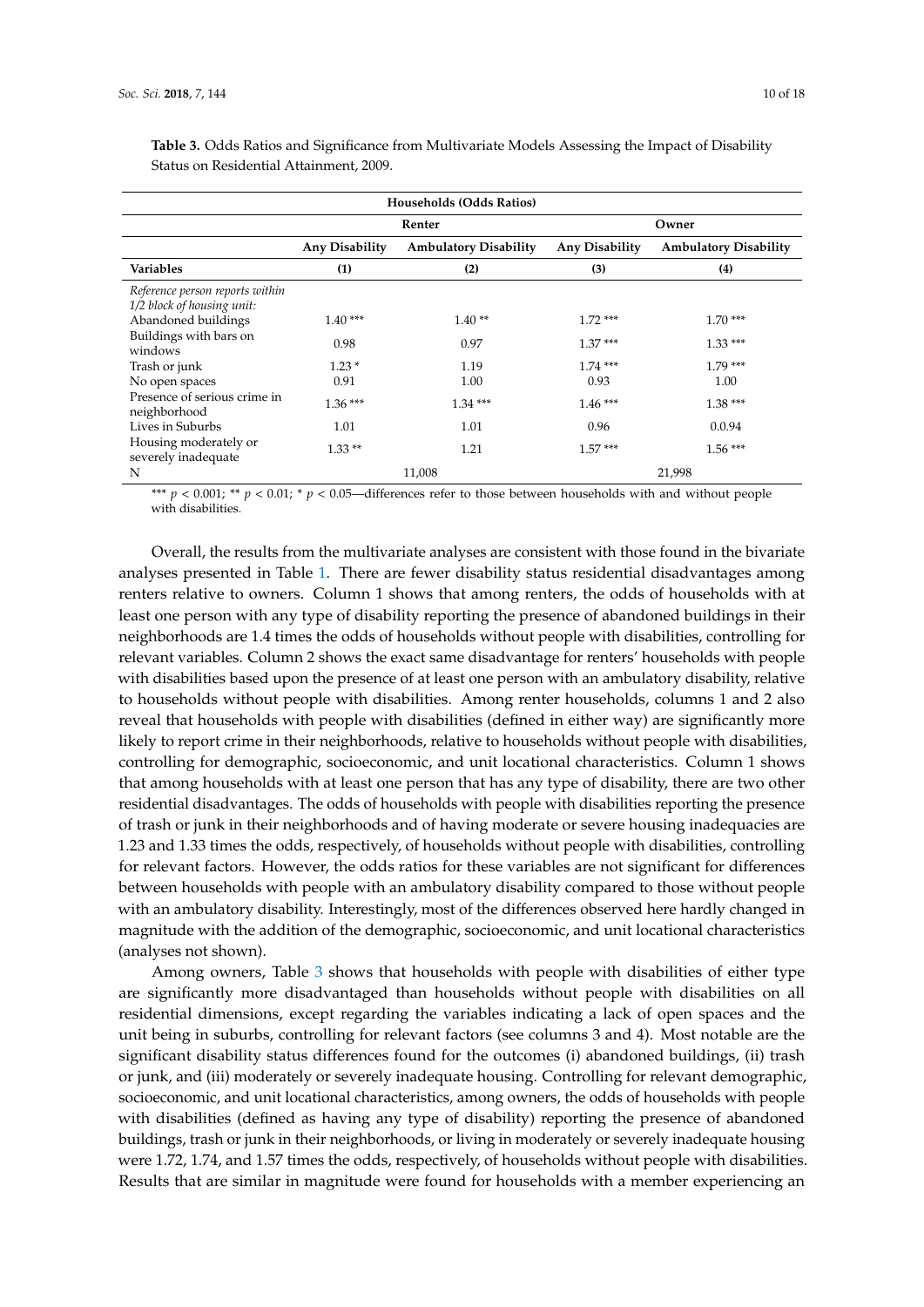**Table 3.** Odds Ratios and Significance from Multivariate Models Assessing the Impact of Disability Status on Residential Attainment, 2009.

| Households (Odds Ratios) | | | | |
|---|---|---|---|---|
| | Renter | | Owner | |
| | Any Disability | Ambulatory Disability | Any Disability | Ambulatory Disability |
| **Variables** | **(1)** | **(2)** | **(3)** | **(4)** |
| *Reference person reports within 1/2 block of housing unit:* | | | | |
| Abandoned buildings | 1.40 *** | 1.40 ** | 1.72 *** | 1.70 *** |
| Buildings with bars on windows | 0.98 | 0.97 | 1.37 *** | 1.33 *** |
| Trash or junk | 1.23 * | 1.19 | 1.74 *** | 1.79 *** |
| No open spaces | 0.91 | 1.00 | 0.93 | 1.00 |
| Presence of serious crime in neighborhood | 1.36 *** | 1.34 *** | 1.46 *** | 1.38 *** |
| Lives in Suburbs | 1.01 | 1.01 | 0.96 | 0.0.94 |
| Housing moderately or severely inadequate | 1.33 ** | 1.21 | 1.57 *** | 1.56 *** |
| N | | 11,008 | | 21,998 |

*** $p < 0.001$; ** $p < 0.01$; * $p < 0.05$—differences refer to those between households with and without people with disabilities.

Overall, the results from the multivariate analyses are consistent with those found in the bivariate analyses presented in Table 1. There are fewer disability status residential disadvantages among renters relative to owners. Column 1 shows that among renters, the odds of households with at least one person with any type of disability reporting the presence of abandoned buildings in their neighborhoods are 1.4 times the odds of households without people with disabilities, controlling for relevant variables. Column 2 shows the exact same disadvantage for renters' households with people with disabilities based upon the presence of at least one person with an ambulatory disability, relative to households without people with disabilities. Among renter households, columns 1 and 2 also reveal that households with people with disabilities (defined in either way) are significantly more likely to report crime in their neighborhoods, relative to households without people with disabilities, controlling for demographic, socioeconomic, and unit locational characteristics. Column 1 shows that among households with at least one person that has any type of disability, there are two other residential disadvantages. The odds of households with people with disabilities reporting the presence of trash or junk in their neighborhoods and of having moderate or severe housing inadequacies are 1.23 and 1.33 times the odds, respectively, of households without people with disabilities, controlling for relevant factors. However, the odds ratios for these variables are not significant for differences between households with people with an ambulatory disability compared to those without people with an ambulatory disability. Interestingly, most of the differences observed here hardly changed in magnitude with the addition of the demographic, socioeconomic, and unit locational characteristics (analyses not shown).

Among owners, Table 3 shows that households with people with disabilities of either type are significantly more disadvantaged than households without people with disabilities on all residential dimensions, except regarding the variables indicating a lack of open spaces and the unit being in suburbs, controlling for relevant factors (see columns 3 and 4). Most notable are the significant disability status differences found for the outcomes (i) abandoned buildings, (ii) trash or junk, and (iii) moderately or severely inadequate housing. Controlling for relevant demographic, socioeconomic, and unit locational characteristics, among owners, the odds of households with people with disabilities (defined as having any type of disability) reporting the presence of abandoned buildings, trash or junk in their neighborhoods, or living in moderately or severely inadequate housing were 1.72, 1.74, and 1.57 times the odds, respectively, of households without people with disabilities. Results that are similar in magnitude were found for households with a member experiencing an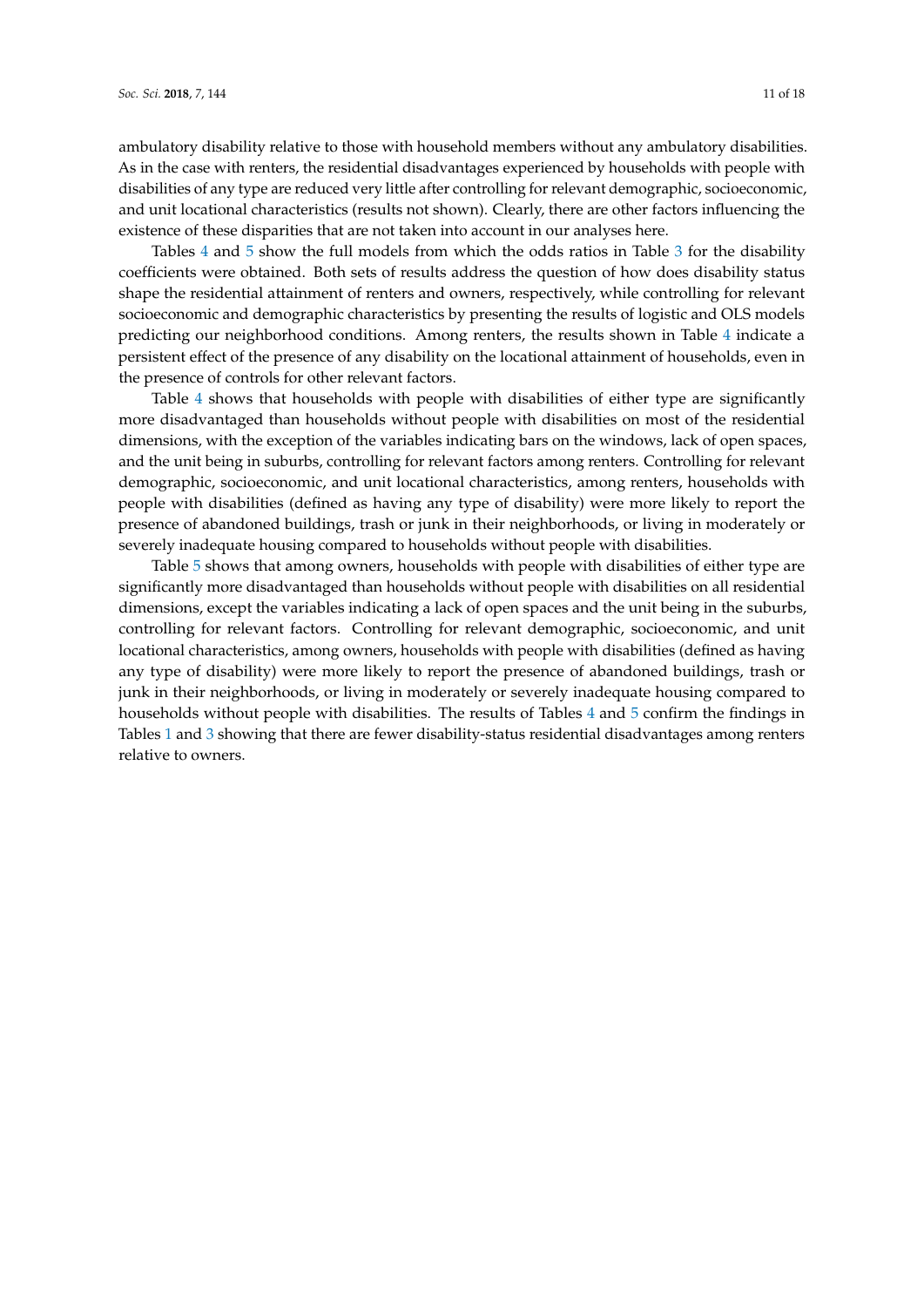ambulatory disability relative to those with household members without any ambulatory disabilities. As in the case with renters, the residential disadvantages experienced by households with people with disabilities of any type are reduced very little after controlling for relevant demographic, socioeconomic, and unit locational characteristics (results not shown). Clearly, there are other factors influencing the existence of these disparities that are not taken into account in our analyses here.

Tables 4 and 5 show the full models from which the odds ratios in Table 3 for the disability coefficients were obtained. Both sets of results address the question of how does disability status shape the residential attainment of renters and owners, respectively, while controlling for relevant socioeconomic and demographic characteristics by presenting the results of logistic and OLS models predicting our neighborhood conditions. Among renters, the results shown in Table 4 indicate a persistent effect of the presence of any disability on the locational attainment of households, even in the presence of controls for other relevant factors.

Table 4 shows that households with people with disabilities of either type are significantly more disadvantaged than households without people with disabilities on most of the residential dimensions, with the exception of the variables indicating bars on the windows, lack of open spaces, and the unit being in suburbs, controlling for relevant factors among renters. Controlling for relevant demographic, socioeconomic, and unit locational characteristics, among renters, households with people with disabilities (defined as having any type of disability) were more likely to report the presence of abandoned buildings, trash or junk in their neighborhoods, or living in moderately or severely inadequate housing compared to households without people with disabilities.

Table 5 shows that among owners, households with people with disabilities of either type are significantly more disadvantaged than households without people with disabilities on all residential dimensions, except the variables indicating a lack of open spaces and the unit being in the suburbs, controlling for relevant factors. Controlling for relevant demographic, socioeconomic, and unit locational characteristics, among owners, households with people with disabilities (defined as having any type of disability) were more likely to report the presence of abandoned buildings, trash or junk in their neighborhoods, or living in moderately or severely inadequate housing compared to households without people with disabilities. The results of Tables 4 and 5 confirm the findings in Tables 1 and 3 showing that there are fewer disability-status residential disadvantages among renters relative to owners.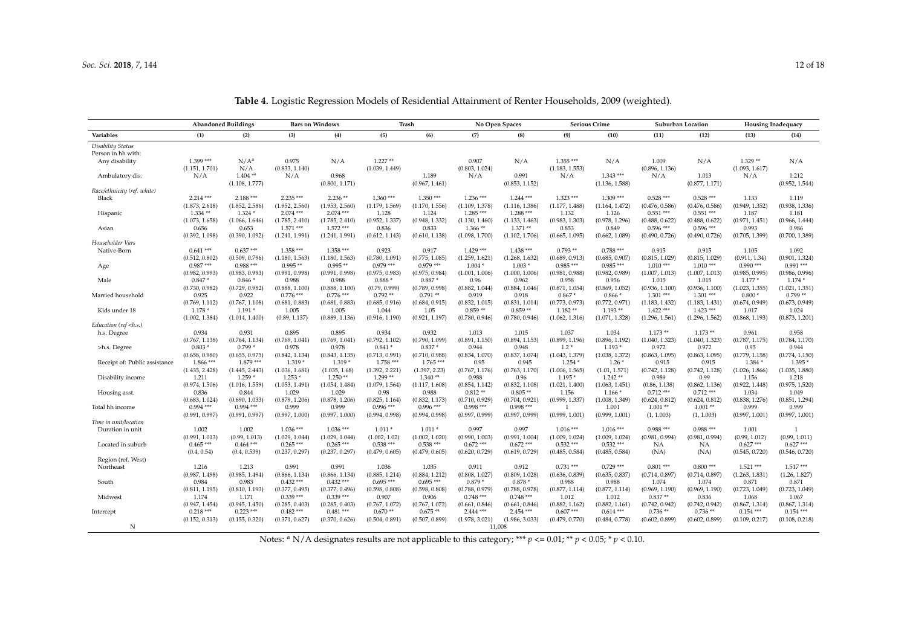**Table 4.** Logistic Regression Models of Residential Attainment of Renter Households, 2009 (weighted).

| | Abandoned Buildings | | Bars on Windows | | Trash | | No Open Spaces | | Serious Crime | | Suburban Location | | Housing Inadequacy | |
|---|---|---|---|---|---|---|---|---|---|---|---|---|---|---|
| **Variables** | **(1)** | **(2)** | **(3)** | **(4)** | **(5)** | **(6)** | **(7)** | **(8)** | **(9)** | **(10)** | **(11)** | **(12)** | **(13)** | **(14)** |
| *Disability Status* | | | | | | | | | | | | | | |
| Person in hh with: | | | | | | | | | | | | | | |
| Any disability | 1.399 *** | N/A[a] | 0.975 | N/A | 1.227 ** | | 0.907 | N/A | 1.355 *** | N/A | 1.009 | N/A | 1.329 ** | N/A |
| | (1.151, 1.701) | N/A | (0.833, 1.140) | | (1.039, 1.449) | | (0.803, 1.024) | | (1.183, 1.553) | | (0.896, 1.136) | | (1.093, 1.617) | |
| Ambulatory dis. | N/A | 1.404 ** | N/A | 0.968 | | 1.189 | N/A | 0.991 | N/A | 1.343 *** | N/A | 1.013 | N/A | 1.212 |
| | | (1.108, 1.777) | | (0.800, 1.171) | | (0.967, 1.461) | | (0.853, 1.152) | | (1.136, 1.588) | | (0.877, 1.171) | | (0.952, 1.544) |
| *Race/ethnicity (ref. white)* | | | | | | | | | | | | | | |
| Black | 2.214 *** | 2.188 *** | 2.235 *** | 2.236 ** | 1.360 *** | 1.350 *** | 1.236 *** | 1.244 *** | 1.323 *** | 1.309 *** | 0.528 *** | 0.528 *** | 1.133 | 1.119 |
| | (1.873, 2.618) | (1.852, 2.586) | (1.952, 2.560) | (1.953, 2.560) | (1.179, 1.569) | (1.170, 1.556) | (1.109, 1.378) | (1.116, 1.386) | (1.177, 1.488) | (1.164, 1.472) | (0.476, 0.586) | (0.476, 0.586) | (0.949, 1.352) | (0.938, 1.336) |
| Hispanic | 1.334 ** | 1.324 * | 2.074 *** | 2.074 *** | 1.128 | 1.124 | 1.285 *** | 1.288 *** | 1.132 | 1.126 | 0.551 *** | 0.551 *** | 1.187 | 1.181 |
| | (1.073, 1.658) | (1.066, 1.646) | (1.785, 2.410) | (1.785, 2.410) | (0.952, 1.337) | (0.948, 1.332) | (1.130, 1.460) | (1.133, 1.463) | (0.983, 1.303) | (0.978, 1.296) | (0.488, 0.622) | (0.488, 0.622) | (0.971, 1.451) | (0.966, 1.444) |
| Asian | 0.656 | 0.653 | 1.571 *** | 1.572 *** | 0.836 | 0.833 | 1.366 ** | 1.371 ** | 0.853 | 0.849 | 0.596 *** | 0.596 *** | 0.993 | 0.986 |
| | (0.392, 1.098) | (0.390, 1.092) | (1.241, 1.991) | (1.241, 1.991) | (0.612, 1.143) | (0.610, 1.138) | (1.098, 1.700) | (1.102, 1.706) | (0.665, 1.095) | (0.662, 1.089) | (0.490, 0.726) | (0.490, 0.726) | (0.705, 1.399) | (0.700, 1.389) |
| *Householder Vars* | | | | | | | | | | | | | | |
| Native-Born | 0.641 *** | 0.637 *** | 1.358 *** | 1.358 *** | 0.923 | 0.917 | 1.429 *** | 1.438 *** | 0.793 ** | 0.788 *** | 0.915 | 0.915 | 1.105 | 1.092 |
| | (0.512, 0.802) | (0.509, 0.796) | (1.180, 1.563) | (1.180, 1.563) | (0.780, 1.091) | (0.775, 1.085) | (1.259, 1.621) | (1.268, 1.632) | (0.689, 0.913) | (0.685, 0.907) | (0.815, 1.029) | (0.815, 1.029) | (0.911, 1.34) | (0.901, 1.324) |
| Age | 0.987 *** | 0.988 *** | 0.995 ** | 0.995 ** | 0.979 *** | 0.979 *** | 1.004 * | 1.003 * | 0.985 *** | 0.985 *** | 1.010 *** | 1.010 *** | 0.990 *** | 0.991 *** |
| | (0.982, 0.993) | (0.983, 0.993) | (0.991, 0.998) | (0.991, 0.998) | (0.975, 0.983) | (0.975, 0.984) | (1.001, 1.006) | (1.000, 1.006) | (0.981, 0.988) | (0.982, 0.989) | (1.007, 1.013) | (1.007, 1.013) | (0.985, 0.995) | (0.986, 0.996) |
| Male | 0.847 * | 0.846 * | 0.988 | 0.988 | 0.888 * | 0.887 * | 0.96 | 0.962 | 0.958 | 0.956 | 1.015 | 1.015 | 1.177 * | 1.174 * |
| | (0.730, 0.982) | (0.729, 0.982) | (0.888, 1.100) | (0.888, 1.100) | (0.79, 0.999) | (0.789, 0.998) | (0.882, 1.044) | (0.884, 1.046) | (0.871, 1.054) | (0.869, 1.052) | (0.936, 1.100) | (0.936, 1.100) | (1.023, 1.355) | (1.021, 1.351) |
| Married household | 0.925 | 0.922 | 0.776 *** | 0.776 *** | 0.792 ** | 0.791 ** | 0.919 | 0.918 | 0.867 * | 0.866 * | 1.301 *** | 1.301 *** | 0.800 * | 0.799 ** |
| | (0.769, 1.112) | (0.767, 1.108) | (0.681, 0.883) | (0.681, 0.883) | (0.685, 0.916) | (0.684, 0.915) | (0.832, 1.015) | (0.831, 1.014) | (0.773, 0.973) | (0.772, 0.971) | (1.183, 1.432) | (1.183, 1.431) | (0.674, 0.949) | (0.673, 0.949) |
| Kids under 18 | 1.178 * | 1.191 * | 1.005 | 1.005 | 1.044 | 1.05 | 0.859 ** | 0.859 ** | 1.182 ** | 1.193 ** | 1.422 *** | 1.423 *** | 1.017 | 1.024 |
| | (1.002, 1.384) | (1.014, 1.400) | (0.89, 1.137) | (0.889, 1.136) | (0.916, 1.190) | (0.921, 1.197) | (0.780, 0.946) | (0.780, 0.946) | (1.062, 1.316) | (1.071, 1.328) | (1.296, 1.561) | (1.296, 1.562) | (0.868, 1.193) | (0.873, 1.201) |
| *Education (ref <h.s.)* | | | | | | | | | | | | | | |
| h.s. Degree | 0.934 | 0.931 | 0.895 | 0.895 | 0.934 | 0.932 | 1.013 | 1.015 | 1.037 | 1.034 | 1.173 ** | 1.173 ** | 0.961 | 0.958 |
| | (0.767, 1.138) | (0.764, 1.134) | (0.769, 1.041) | (0.769, 1.041) | (0.792, 1.102) | (0.790, 1.099) | (0.891, 1.150) | (0.894, 1.153) | (0.899, 1.196) | (0.896, 1.192) | (1.040, 1.323) | (1.040, 1.323) | (0.787, 1.175) | (0.784, 1.170) |
| >h.s. Degree | 0.803 * | 0.799 * | 0.978 | 0.978 | 0.841 * | 0.837 * | 0.944 | 0.948 | 1.2 * | 1.193 * | 0.972 | 0.972 | 0.95 | 0.944 |
| | (0.658, 0.980) | (0.655, 0.975) | (0.842, 1.134) | (0.843, 1.135) | (0.713, 0.991) | (0.710, 0.988) | (0.834, 1.070) | (0.837, 1.074) | (1.043, 1.379) | (1.038, 1.372) | (0.863, 1.095) | (0.863, 1.095) | (0.779, 1.158) | (0.774, 1.150) |
| Receipt of: Public assistance | 1.866 *** | 1.879 *** | 1.319 * | 1.319 * | 1.758 *** | 1.765 *** | 0.95 | 0.945 | 1.254 * | 1.26 * | 0.915 | 0.915 | 1.384 * | 1.395 * |
| | (1.435, 2.428) | (1.445, 2.443) | (1.036, 1.681) | (1.035, 1.68) | (1.392, 2.221) | (1.397, 2.23) | (0.767, 1.176) | (0.763, 1.170) | (1.006, 1.565) | (1.01, 1.571) | (0.742, 1.128) | (0.742, 1.128) | (1.026, 1.866) | (1.035, 1.880) |
| Disability income | 1.211 | 1.259 * | 1.253 * | 1.250 ** | 1.299 ** | 1.340 ** | 0.988 | 0.96 | 1.195 * | 1.242 ** | 0.989 | 0.99 | 1.156 | 1.218 |
| | (0.974, 1.506) | (1.016, 1.559) | (1.053, 1.491) | (1.054, 1.484) | (1.079, 1.564) | (1.117, 1.608) | (0.854, 1.142) | (0.832, 1.108) | (1.021, 1.400) | (1.063, 1.451) | (0.86, 1.138) | (0.862, 1.136) | (0.922, 1.448) | (0.975, 1.520) |
| Housing asst. | 0.836 | 0.844 | 1.029 | 1.029 | 0.98 | 0.988 | 0.812 ** | 0.805 ** | 1.156 | 1.166 * | 0.712 *** | 0.712 *** | 1.034 | 1.049 |
| | (0.683, 1.024) | (0.690, 1.033) | (0.879, 1.206) | (0.878, 1.206) | (0.825, 1.164) | (0.832, 1.173) | (0.710, 0.929) | (0.704, 0.921) | (0.999, 1.337) | (1.008, 1.349) | (0.624, 0.812) | (0.624, 0.812) | (0.838, 1.276) | (0.851, 1.294) |
| Total hh income | 0.994 *** | 0.994 *** | 0.999 | 0.999 | 0.996 *** | 0.996 *** | 0.998 *** | 0.998 *** | 1 | 1.001 | 1.001 ** | 1.001 ** | 0.999 | 0.999 |
| | (0.991, 0.997) | (0.991, 0.997) | (0.997, 1.000) | (0.997, 1.000) | (0.994, 0.998) | (0.994, 0.998) | (0.997, 0.999) | (0.997, 0.999) | (0.999, 1.001) | (0.999, 1.001) | (1, 1.003) | (1, 1.003) | (0.997, 1.001) | (0.997, 1.001) |
| *Time in unit/location* | | | | | | | | | | | | | | |
| Duration in unit | 1.002 | 1.002 | 1.036 *** | 1.036 *** | 1.011 * | 1.011 * | 0.997 | 0.997 | 1.016 *** | 1.016 *** | 0.988 *** | 0.988 *** | 1.001 | 1 |
| | (0.991, 1.013) | (0.99, 1.013) | (1.029, 1.044) | (1.029, 1.044) | (1.002, 1.02) | (1.002, 1.020) | (0.990, 1.003) | (0.991, 1.004) | (1.009, 1.024) | (1.009, 1.024) | (0.981, 0.994) | (0.981, 0.994) | (0.99, 1.012) | (0.99, 1.011) |
| Located in suburb | 0.465 *** | 0.464 *** | 0.265 *** | 0.265 *** | 0.538 *** | 0.538 *** | 0.672 *** | 0.672 *** | 0.532 *** | 0.532 *** | NA | NA | 0.627 *** | 0.627 *** |
| | (0.4, 0.54) | (0.4, 0.539) | (0.237, 0.297) | (0.237, 0.297) | (0.479, 0.605) | (0.479, 0.605) | (0.620, 0.729) | (0.619, 0.729) | (0.485, 0.584) | (0.485, 0.584) | (NA) | (NA) | (0.545, 0.720) | (0.546, 0.720) |
| Region (ref. West) | | | | | | | | | | | | | | |
| Northeast | 1.216 | 1.213 | 0.991 | 0.991 | 1.036 | 1.035 | 0.911 | 0.912 | 0.731 *** | 0.729 *** | 0.801 *** | 0.800 *** | 1.521 *** | 1.517 *** |
| | (0.987, 1.498) | (0.985, 1.494) | (0.866, 1.134) | (0.866, 1.134) | (0.885, 1.214) | (0.884, 1.212) | (0.808, 1.027) | (0.809, 1.028) | (0.636, 0.839) | (0.635, 0.837) | (0.714, 0.897) | (0.714, 0.897) | (1.263, 1.831) | (1.26, 1.827) |
| South | 0.984 | 0.983 | 0.432 *** | 0.432 *** | 0.695 *** | 0.695 *** | 0.879 * | 0.878 * | 0.988 | 0.988 | 1.074 | 1.074 | 0.871 | 0.871 |
| | (0.811, 1.195) | (0.810, 1.193) | (0.377, 0.495) | (0.377, 0.496) | (0.598, 0.808) | (0.598, 0.808) | (0.788, 0.979) | (0.788, 0.978) | (0.877, 1.114) | (0.877, 1.114) | (0.969, 1.190) | (0.969, 1.190) | (0.723, 1.049) | (0.723, 1.049) |
| Midwest | 1.174 | 1.171 | 0.339 *** | 0.339 *** | 0.907 | 0.906 | 0.748 *** | 0.748 *** | 1.012 | 1.012 | 0.837 ** | 0.836 | 1.068 | 1.067 |
| | (0.947, 1.454) | (0.945, 1.450) | (0.285, 0.403) | (0.285, 0.403) | (0.767, 1.072) | (0.767, 1.072) | (0.661, 0.846) | (0.661, 0.846) | (0.882, 1.162) | (0.882, 1.161) | (0.742, 0.942) | (0.742, 0.942) | (0.867, 1.314) | (0.867, 1.314) |
| Intercept | 0.218 *** | 0.223 *** | 0.482 *** | 0.481 *** | 0.670 ** | 0.675 ** | 2.444 *** | 2.454 *** | 0.607 *** | 0.614 *** | 0.736 ** | 0.736 ** | 0.154 *** | 0.154 *** |
| | (0.152, 0.313) | (0.155, 0.320) | (0.371, 0.627) | (0.370, 0.626) | (0.504, 0.891) | (0.507, 0.899) | (1.978, 3.021) | (1.986, 3.033) | (0.479, 0.770) | (0.484, 0.778) | (0.602, 0.899) | (0.602, 0.899) | (0.109, 0.217) | (0.108, 0.218) |
| N | | | | | | | | 11,008 | | | | | | |

Notes: [a] N/A designates results are not applicable to this category; *** $p <= 0.01$; ** $p < 0.05$; * $p < 0.10$.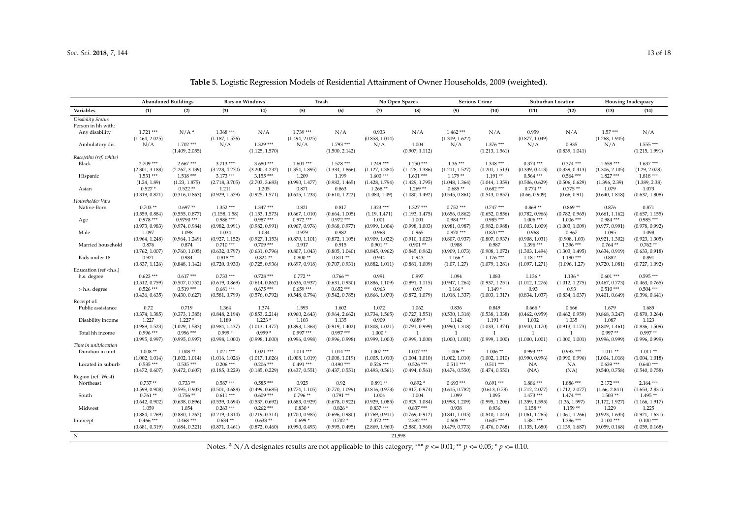**Table 5.** Logistic Regression Models of Residential Attainment of Owner Households, 2009 (weighted).

| | Abandoned Buildings | | Bars on Windows | | Trash | | No Open Spaces | | Serious Crime | | Suburban Location | | Housing Inadequacy | |
|---|---|---|---|---|---|---|---|---|---|---|---|---|---|---|
| **Variables** | **(1)** | **(2)** | **(3)** | **(4)** | **(5)** | **(6)** | **(7)** | **(8)** | **(9)** | **(10)** | **(11)** | **(12)** | **(13)** | **(14)** |
| *Disability Status* | | | | | | | | | | | | | | |
| Person in hh with: | | | | | | | | | | | | | | |
| Any disability | 1.721 *** | N/A [a] | 1.368 *** | N/A | 1.739 *** | N/A | 0.933 | N/A | 1.462 *** | N/A | 0.959 | N/A | 1.57 *** | N/A |
| | (1.464, 2.025) | | (1.187, 1.576) | | (1.494, 2.025) | | (0.858, 1.014) | | (1.319, 1.622) | | (0.877, 1.049) | | (1.268, 1.945) | |
| Ambulatory dis. | N/A | 1.702 *** | N/A | 1.329 *** | N/A | 1.793 *** | N/A | 1.004 | N/A | 1.376 *** | N/A | 0.935 | N/A | 1.555 *** |
| | | (1.409, 2.055) | | (1.125, 1.570) | | (1.500, 2.142) | | (0.907, 1.112) | | (1.213, 1.561) | | (0.839, 1.041) | | (1.215, 1.991) |
| *Race/ethn (ref. white)* | | | | | | | | | | | | | | |
| Black | 2.709 *** | 2.667 *** | 3.713 *** | 3.680 *** | 1.601 *** | 1.578 *** | 1.249 *** | 1.250 *** | 1.36 *** | 1.348 *** | 0.374 *** | 0.374 *** | 1.658 *** | 1.637 *** |
| | (2.301, 3.188) | (2.267, 3.139) | (3.228, 4.270) | (3.200, 4.232) | (1.354, 1.895) | (1.334, 1.866) | (1.127, 1.384) | (1.128, 1.386) | (1.211, 1.527) | (1.201, 1.513) | (0.339, 0.413) | (0.339, 0.413) | (1.306, 2.105) | (1.29, 2.078) |
| Hispanic | 1.531 *** | 1.518 *** | 3.173 *** | 3.155 *** | 1.209 | 1.199 | 1.600 *** | 1.601 *** | 1.179 ** | 1.191 ** | 0.564 *** | 0.564 *** | 1.827 *** | 1.818 *** |
| | (1.24, 1.89) | (1.23, 1.875) | (2.718, 3.705) | (2.703, 3.683) | (0.990, 1.477) | (0.982, 1.465) | (1.428, 1.794) | (1.429, 1.795) | (1.048, 1.364) | (1.044, 1.359) | (0.506, 0.629) | (0.506, 0.629) | (1.396, 2.39) | (1.389, 2.38) |
| Asian | 0.527 * | 0.522 ** | 1.211 | 1.205 | 0.871 | 0.863 | 1.268 ** | 1.269 ** | 0.685 ** | 0.682 *** | 0.774 ** | 0.775 ** | 1.079 | 1.073 |
| | (0.319, 0.871) | (0.316, 0.863) | (0.929, 1.579) | (0.925, 1.571) | (0.615, 1.233) | (0.610, 1.222) | (1.080, 1.49) | (1.080, 1.492) | (0.545, 0.861) | (0.543, 0.857) | (0.66, 0.909) | (0.66, 0.91) | (0.640, 1.818) | (0.637, 1.808) |
| *Householder Vars* | | | | | | | | | | | | | | |
| Native-Born | 0.703 ** | 0.697 ** | 1.352 *** | 1.347 *** | 0.821 | 0.817 | 1.323 *** | 1.327 *** | 0.752 *** | 0.747 *** | 0.869 ** | 0.869 ** | 0.876 | 0.871 |
| | (0.559, 0.884) | (0.555, 0.877) | (1.158, 1.58) | (1.153, 1.573) | (0.667, 1.010) | (0.664, 1.005) | (1.19, 1.471) | (1.193, 1.475) | (0.656, 0.862) | (0.652, 0.856) | (0.782, 0.966) | (0.782, 0.965) | (0.661, 1.162) | (0.657, 1.155) |
| Age | 0.978 *** | 0.9790 *** | 0.986 *** | 0.987 *** | 0.972 *** | 0.972 *** | 1.001 | 1.001 | 0.984 *** | 0.985 *** | 1.006 *** | 1.006 *** | 0.984 *** | 0.985 *** |
| | (0.973, 0.983) | (0.974, 0.984) | (0.982, 0.991) | (0.982, 0.991) | (0.967, 0.976) | (0.968, 0.977) | (0.999, 1.004) | (0.998, 1.003) | (0.981, 0.987) | (0.982, 0.988) | (1.003, 1.009) | (1.003, 1.009) | (0.977, 0.991) | (0.978, 0.992) |
| Male | 1.097 | 1.098 | 1.034 | 1.034 | 0.979 | 0.982 | 0.963 | 0.965 | 0.870 *** | 0.870 *** | 0.968 | 0.967 | 1.095 | 1.098 |
| | (0.964, 1.248) | (0.964, 1.249) | (0.927, 1.152) | (0.927, 1.153) | (0.870, 1.101) | (0.872, 1.105) | (0.909, 1.022) | (0.910, 1.023) | (0.807, 0.937) | (0.807, 0.937) | (0.908, 1.031) | (0.908, 1.03) | (0.921, 1.302) | (0.923, 1.305) |
| Married household | 0.876 | 0.874 | 0.710 *** | 0.709 *** | 0.917 | 0.915 | 0.901 ** | 0.901 ** | 0.988 | 0.987 | 1.396 *** | 1.396 *** | 0.764 ** | 0.762 ** |
| | (0.762, 1.007) | (0.760, 1.005) | (0.632, 0.797) | (0.631, 0.796) | (0.807, 1.043) | (0.805, 1.040) | (0.845, 0.962) | (0.845, 0.962) | (0.909, 1.073) | (0.908, 1.072) | (1.303, 1.494) | (1.303, 1.495) | (0.634, 0.919) | (0.633, 0.918) |
| Kids under 18 | 0.971 | 0.984 | 0.818 ** | 0.824 ** | 0.800 ** | 0.811 ** | 0.944 | 0.943 | 1.166 * | 1.176 *** | 1.181 *** | 1.180 *** | 0.882 | 0.891 |
| | (0.837, 1.126) | (0.848, 1.142) | (0.720, 0.930) | (0.725, 0.936) | (0.697, 0.918) | (0.707, 0.931) | (0.882, 1.011) | (0.881, 1.009) | (1.07, 1.27) | (1.079, 1.281) | (1.097, 1.271) | (1.096, 1.27) | (0.720, 1.081) | (0.727, 1.092) |
| Education (ref <h.s.) | | | | | | | | | | | | | | |
| h.s. degree | 0.623 *** | 0.617 *** | 0.733 *** | 0.728 *** | 0.772 ** | 0.766 ** | 0.991 | 0.997 | 1.094 | 1.083 | 1.136 * | 1.136 * | 0.601 *** | 0.595 *** |
| | (0.512, 0.759) | (0.507, 0.752) | (0.619, 0.869) | (0.614, 0.862) | (0.636, 0.937) | (0.631, 0.930) | (0.886, 1.109) | (0.891, 1.115) | (0.947, 1.264) | (0.937, 1.251) | (1.012, 1.276) | (1.012, 1.275) | (0.467, 0.773) | (0.463, 0.765) |
| > h.s. degree | 0.526 *** | 0.519 *** | 0.681 *** | 0.675 *** | 0.659 *** | 0.652 *** | 0.963 | 0.97 | 1.166 * | 1.149 * | 0.93 | 0.93 | 0.510 *** | 0.504 *** |
| | (0.436, 0.635) | (0.430, 0.627) | (0.581, 0.799) | (0.576, 0.792) | (0.548, 0.794) | (0.542, 0.785) | (0.866, 1.070) | (0.872, 1.079) | (1.018, 1.337) | (1.003, 1.317) | (0.834, 1.037) | (0.834, 1.037) | (0.401, 0.649) | (0.396, 0.641) |
| Receipt of: | | | | | | | | | | | | | | |
| Public assistance | 0.72 | 0.719 | 1.364 | 1.374 | 1.593 | 1.602 | 1.072 | 1.062 | 0.836 | 0.849 | 0.666 * | 0.666 | 1.679 | 1.685 |
| | (0.374, 1.385) | (0.373, 1.385) | (0.848, 2.194) | (0.853, 2.214) | (0.960, 2.643) | (0.964, 2.662) | (0.734, 1.565) | (0.727, 1.551) | (0.530, 1.318) | (0.538, 1.338) | (0.462, 0.959) | (0.462, 0.959) | (0.868, 3.247) | (0.870, 3.264) |
| Disability income | 1.227 | 1.227 * | 1.189 | 1.223 * | 1.103 | 1.135 | 0.909 | 0.889 * | 1.142 | 1.191 * | 1.032 | 1.035 | 1.087 | 1.123 |
| | (0.989, 1.523) | (1.029, 1.583) | (0.984, 1.437) | (1.013, 1.477) | (0.893, 1.363) | (0.919, 1.402) | (0.808, 1.021) | (0.791, 0.999) | (0.990, 1.318) | (1.033, 1.374) | (0.910, 1.170) | (0.913, 1.173) | (0.809, 1.461) | (0.836, 1.509) |
| Total hh income | 0.996 *** | 0.996 *** | 0.999 * | 0.999 * | 0.997 *** | 0.997 *** | 1.000 * | 1 | 1 | 1 | 1 | 1 | 0.997 ** | 0.997 ** |
| | (0.995, 0.997) | (0.995, 0.997) | (0.998, 1.000) | (0.998, 1.000) | (0.996, 0.998) | (0.996, 0.998) | (0.999, 1.000) | (0.999, 1.000) | (1.000, 1.001) | (0.999, 1.000) | (1.000, 1.001) | (1.000, 1.001) | (0.996, 0.999) | (0.996, 0.999) |
| *Time in unit/location* | | | | | | | | | | | | | | |
| Duration in unit | 1.008 ** | 1.008 ** | 1.021 *** | 1.021 *** | 1.014 *** | 1.014 *** | 1.007 *** | 1.007 *** | 1.006 ** | 1.006 ** | 0.993 *** | 0.993 *** | 1.011 ** | 1.011 ** |
| | (1.002, 1.014) | (1.002, 1.014) | (1.016, 1.026) | (1.017, 1.026) | (1.008, 1.019) | (1.008, 1.019) | (1.005, 1.010) | (1.004, 1.010) | (1.002, 1.010) | (1.002, 1.010) | (0.990, 0.996) | (0.990, 0.996) | (1.004, 1.018) | (1.004, 1.018) |
| Located in suburb | 0.535 *** | 0.535 *** | 0.206 *** | 0.206 *** | 0.491 *** | 0.490 *** | 0.526 *** | 0.526 *** | 0.511 *** | 0.511 *** | NA | NA | 0.639 *** | 0.640 *** |
| | (0.472, 0.607) | (0.472, 0.607) | (0.185, 0.229) | (0.185, 0.229) | (0.437, 0.551) | (0.437, 0.551) | (0.493, 0.561) | (0.494, 0.561) | (0.474, 0.550) | (0.474, 0.550) | (NA) | (NA) | (0.540, 0.758) | (0.540, 0.758) |
| Region (ref. West) | | | | | | | | | | | | | | |
| Northeast | 0.737 ** | 0.733 ** | 0.587 *** | 0.585 *** | 0.925 | 0.92 | 0.891 ** | 0.892 * | 0.693 *** | 0.691 *** | 1.886 *** | 1.886 *** | 2.172 *** | 2.164 *** |
| | (0.599, 0.908) | (0.595, 0.903) | (0.501, 0.688) | (0.499, 0.685) | (0.774, 1.105) | (0.770, 1.099) | (0.816, 0.973) | (0.817, 0.974) | (0.615, 0.782) | (0.613, 0.78) | (1.712, 2.077) | (1.712, 2.077) | (1.66, 2.841) | (1.653, 2.831) |
| South | 0.761 ** | 0.756 ** | 0.611 *** | 0.609 *** | 0.796 ** | 0.791 ** | 1.004 | 1.004 | 1.099 | 1.095 | 1.473 *** | 1.474 *** | 1.503 ** | 1.495 ** |
| | (0.642, 0.902) | (0.638, 0.896) | (0.539, 0.694) | (0.537, 0.692) | (0.683, 0.929) | (0.678, 0.922) | (0.929, 1.085) | (0.929, 1.084) | (0.998, 1.209) | (0.995, 1.206) | (1.359, 1.595) | (1.36, 1.597) | (1.172, 1.927) | (1.166, 1.917) |
| Midwest | 1.059 | 1.054 | 0.263 *** | 0.262 *** | 0.830 * | 0.826 * | 0.837 *** | 0.837 *** | 0.938 | 0.936 | 1.158 ** | 1.159 ** | 1.229 | 1.225 |
| | (0.884, 1.269) | (0.880, 1.262) | (0.219, 0.314) | (0.219, 0.314) | (0.700, 0.985) | (0.696, 0.980) | (0.769, 0.911) | (0.769, 0.912) | (0.841, 1.045) | (0.840, 1.043) | (1.061, 1.265) | (1.061, 1.266) | (0.923, 1.635) | (0.921, 1.631) |
| Intercept | 0.466 *** | 0.468 *** | 0.634 ** | 0.633 ** | 0.699 * | 0.702 * | 2.372 *** | 2.382 *** | 0.608 *** | 0.605 *** | 1.381 *** | 1.386 *** | 0.100 *** | 0.100 *** |
| | (0.681, 0.319) | (0.684, 0.321) | (0.871, 0.461) | (0.872, 0.460) | (0.990, 0.493) | (0.995, 0.495) | (2.869, 1.960) | (2.880, 1.960) | (0.479, 0.773) | (0.476, 0.768) | (1.135, 1.680) | (1.139, 1.687) | (0.059, 0.168) | (0.059, 0.168) |
| N | 21,998 | | | | | | | | | | | | | |

Notes: [a] N/A designates results are not applicable to this category; *** $p <= 0.01$; ** $p <= 0.05$; * $p <= 0.10$.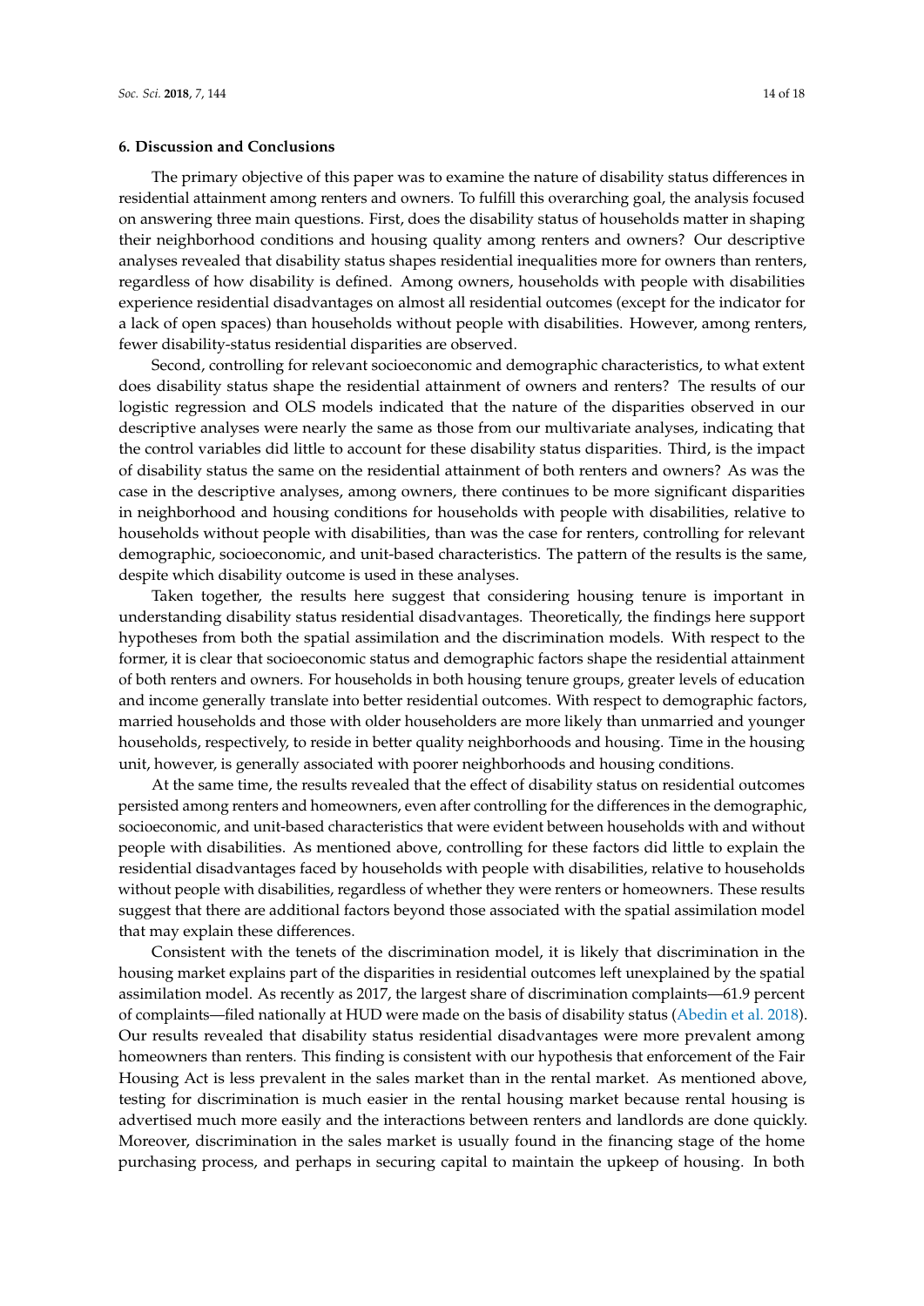## 6. Discussion and Conclusions

The primary objective of this paper was to examine the nature of disability status differences in residential attainment among renters and owners. To fulfill this overarching goal, the analysis focused on answering three main questions. First, does the disability status of households matter in shaping their neighborhood conditions and housing quality among renters and owners? Our descriptive analyses revealed that disability status shapes residential inequalities more for owners than renters, regardless of how disability is defined. Among owners, households with people with disabilities experience residential disadvantages on almost all residential outcomes (except for the indicator for a lack of open spaces) than households without people with disabilities. However, among renters, fewer disability-status residential disparities are observed.

Second, controlling for relevant socioeconomic and demographic characteristics, to what extent does disability status shape the residential attainment of owners and renters? The results of our logistic regression and OLS models indicated that the nature of the disparities observed in our descriptive analyses were nearly the same as those from our multivariate analyses, indicating that the control variables did little to account for these disability status disparities. Third, is the impact of disability status the same on the residential attainment of both renters and owners? As was the case in the descriptive analyses, among owners, there continues to be more significant disparities in neighborhood and housing conditions for households with people with disabilities, relative to households without people with disabilities, than was the case for renters, controlling for relevant demographic, socioeconomic, and unit-based characteristics. The pattern of the results is the same, despite which disability outcome is used in these analyses.

Taken together, the results here suggest that considering housing tenure is important in understanding disability status residential disadvantages. Theoretically, the findings here support hypotheses from both the spatial assimilation and the discrimination models. With respect to the former, it is clear that socioeconomic status and demographic factors shape the residential attainment of both renters and owners. For households in both housing tenure groups, greater levels of education and income generally translate into better residential outcomes. With respect to demographic factors, married households and those with older householders are more likely than unmarried and younger households, respectively, to reside in better quality neighborhoods and housing. Time in the housing unit, however, is generally associated with poorer neighborhoods and housing conditions.

At the same time, the results revealed that the effect of disability status on residential outcomes persisted among renters and homeowners, even after controlling for the differences in the demographic, socioeconomic, and unit-based characteristics that were evident between households with and without people with disabilities. As mentioned above, controlling for these factors did little to explain the residential disadvantages faced by households with people with disabilities, relative to households without people with disabilities, regardless of whether they were renters or homeowners. These results suggest that there are additional factors beyond those associated with the spatial assimilation model that may explain these differences.

Consistent with the tenets of the discrimination model, it is likely that discrimination in the housing market explains part of the disparities in residential outcomes left unexplained by the spatial assimilation model. As recently as 2017, the largest share of discrimination complaints—61.9 percent of complaints—filed nationally at HUD were made on the basis of disability status (Abedin et al. 2018). Our results revealed that disability status residential disadvantages were more prevalent among homeowners than renters. This finding is consistent with our hypothesis that enforcement of the Fair Housing Act is less prevalent in the sales market than in the rental market. As mentioned above, testing for discrimination is much easier in the rental housing market because rental housing is advertised much more easily and the interactions between renters and landlords are done quickly. Moreover, discrimination in the sales market is usually found in the financing stage of the home purchasing process, and perhaps in securing capital to maintain the upkeep of housing. In both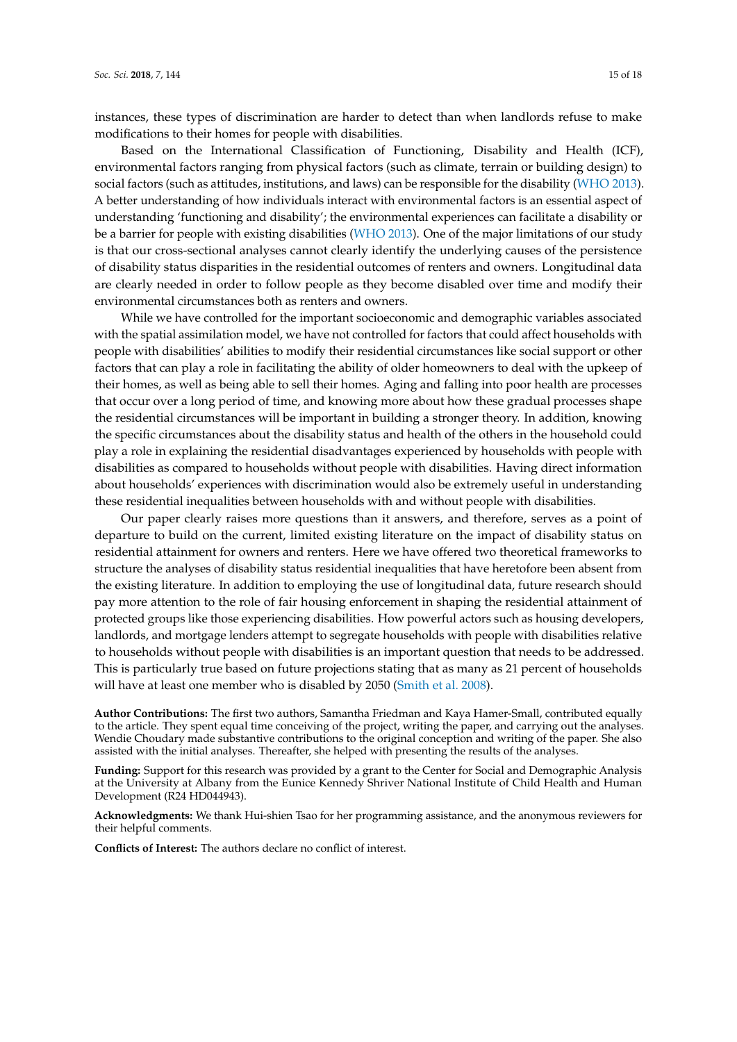instances, these types of discrimination are harder to detect than when landlords refuse to make modifications to their homes for people with disabilities.

Based on the International Classification of Functioning, Disability and Health (ICF), environmental factors ranging from physical factors (such as climate, terrain or building design) to social factors (such as attitudes, institutions, and laws) can be responsible for the disability (WHO 2013). A better understanding of how individuals interact with environmental factors is an essential aspect of understanding 'functioning and disability'; the environmental experiences can facilitate a disability or be a barrier for people with existing disabilities (WHO 2013). One of the major limitations of our study is that our cross-sectional analyses cannot clearly identify the underlying causes of the persistence of disability status disparities in the residential outcomes of renters and owners. Longitudinal data are clearly needed in order to follow people as they become disabled over time and modify their environmental circumstances both as renters and owners.

While we have controlled for the important socioeconomic and demographic variables associated with the spatial assimilation model, we have not controlled for factors that could affect households with people with disabilities' abilities to modify their residential circumstances like social support or other factors that can play a role in facilitating the ability of older homeowners to deal with the upkeep of their homes, as well as being able to sell their homes. Aging and falling into poor health are processes that occur over a long period of time, and knowing more about how these gradual processes shape the residential circumstances will be important in building a stronger theory. In addition, knowing the specific circumstances about the disability status and health of the others in the household could play a role in explaining the residential disadvantages experienced by households with people with disabilities as compared to households without people with disabilities. Having direct information about households' experiences with discrimination would also be extremely useful in understanding these residential inequalities between households with and without people with disabilities.

Our paper clearly raises more questions than it answers, and therefore, serves as a point of departure to build on the current, limited existing literature on the impact of disability status on residential attainment for owners and renters. Here we have offered two theoretical frameworks to structure the analyses of disability status residential inequalities that have heretofore been absent from the existing literature. In addition to employing the use of longitudinal data, future research should pay more attention to the role of fair housing enforcement in shaping the residential attainment of protected groups like those experiencing disabilities. How powerful actors such as housing developers, landlords, and mortgage lenders attempt to segregate households with people with disabilities relative to households without people with disabilities is an important question that needs to be addressed. This is particularly true based on future projections stating that as many as 21 percent of households will have at least one member who is disabled by 2050 (Smith et al. 2008).

**Author Contributions:** The first two authors, Samantha Friedman and Kaya Hamer-Small, contributed equally to the article. They spent equal time conceiving of the project, writing the paper, and carrying out the analyses. Wendie Choudary made substantive contributions to the original conception and writing of the paper. She also assisted with the initial analyses. Thereafter, she helped with presenting the results of the analyses.

**Funding:** Support for this research was provided by a grant to the Center for Social and Demographic Analysis at the University at Albany from the Eunice Kennedy Shriver National Institute of Child Health and Human Development (R24 HD044943).

**Acknowledgments:** We thank Hui-shien Tsao for her programming assistance, and the anonymous reviewers for their helpful comments.

**Conflicts of Interest:** The authors declare no conflict of interest.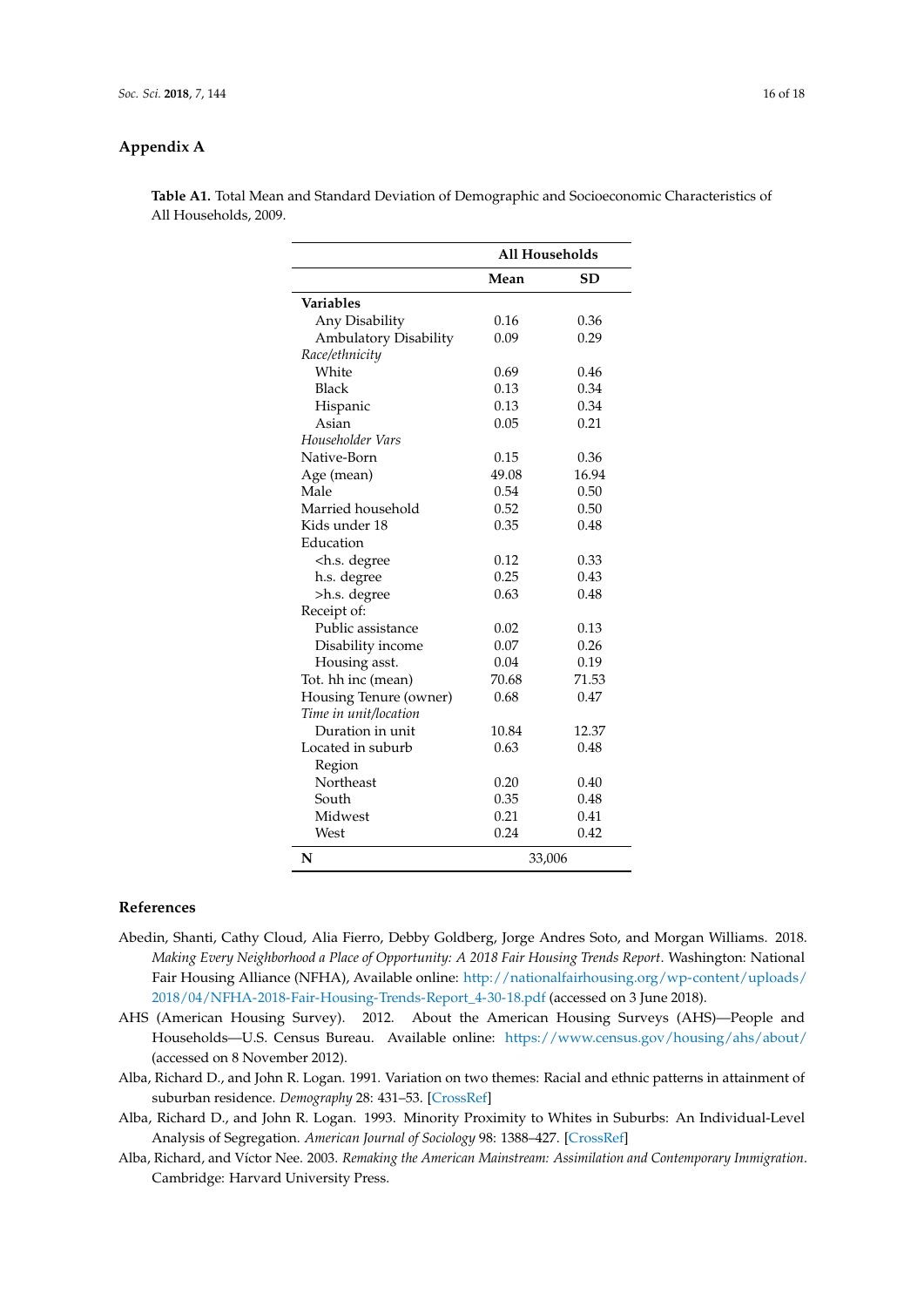## Appendix A

**Table A1.** Total Mean and Standard Deviation of Demographic and Socioeconomic Characteristics of All Households, 2009.

| | **All Households** | |
|---|---|---|
| | **Mean** | **SD** |
| **Variables** | | |
| Any Disability | 0.16 | 0.36 |
| Ambulatory Disability | 0.09 | 0.29 |
| *Race/ethnicity* | | |
| White | 0.69 | 0.46 |
| Black | 0.13 | 0.34 |
| Hispanic | 0.13 | 0.34 |
| Asian | 0.05 | 0.21 |
| *Householder Vars* | | |
| Native-Born | 0.15 | 0.36 |
| Age (mean) | 49.08 | 16.94 |
| Male | 0.54 | 0.50 |
| Married household | 0.52 | 0.50 |
| Kids under 18 | 0.35 | 0.48 |
| Education | | |
| <h.s. degree | 0.12 | 0.33 |
| h.s. degree | 0.25 | 0.43 |
| >h.s. degree | 0.63 | 0.48 |
| Receipt of: | | |
| Public assistance | 0.02 | 0.13 |
| Disability income | 0.07 | 0.26 |
| Housing asst. | 0.04 | 0.19 |
| Tot. hh inc (mean) | 70.68 | 71.53 |
| Housing Tenure (owner) | 0.68 | 0.47 |
| *Time in unit/location* | | |
| Duration in unit | 10.84 | 12.37 |
| Located in suburb | 0.63 | 0.48 |
| Region | | |
| Northeast | 0.20 | 0.40 |
| South | 0.35 | 0.48 |
| Midwest | 0.21 | 0.41 |
| West | 0.24 | 0.42 |
| **N** | 33,006 | |

## References

Abedin, Shanti, Cathy Cloud, Alia Fierro, Debby Goldberg, Jorge Andres Soto, and Morgan Williams. 2018. *Making Every Neighborhood a Place of Opportunity: A 2018 Fair Housing Trends Report*. Washington: National Fair Housing Alliance (NFHA), Available online: http://nationalfairhousing.org/wp-content/uploads/2018/04/NFHA-2018-Fair-Housing-Trends-Report_4-30-18.pdf (accessed on 3 June 2018).

AHS (American Housing Survey). 2012. About the American Housing Surveys (AHS)—People and Households—U.S. Census Bureau. Available online: https://www.census.gov/housing/ahs/about/ (accessed on 8 November 2012).

Alba, Richard D., and John R. Logan. 1991. Variation on two themes: Racial and ethnic patterns in attainment of suburban residence. *Demography* 28: 431–53. [CrossRef]

Alba, Richard D., and John R. Logan. 1993. Minority Proximity to Whites in Suburbs: An Individual-Level Analysis of Segregation. *American Journal of Sociology* 98: 1388–427. [CrossRef]

Alba, Richard, and Víctor Nee. 2003. *Remaking the American Mainstream: Assimilation and Contemporary Immigration*. Cambridge: Harvard University Press.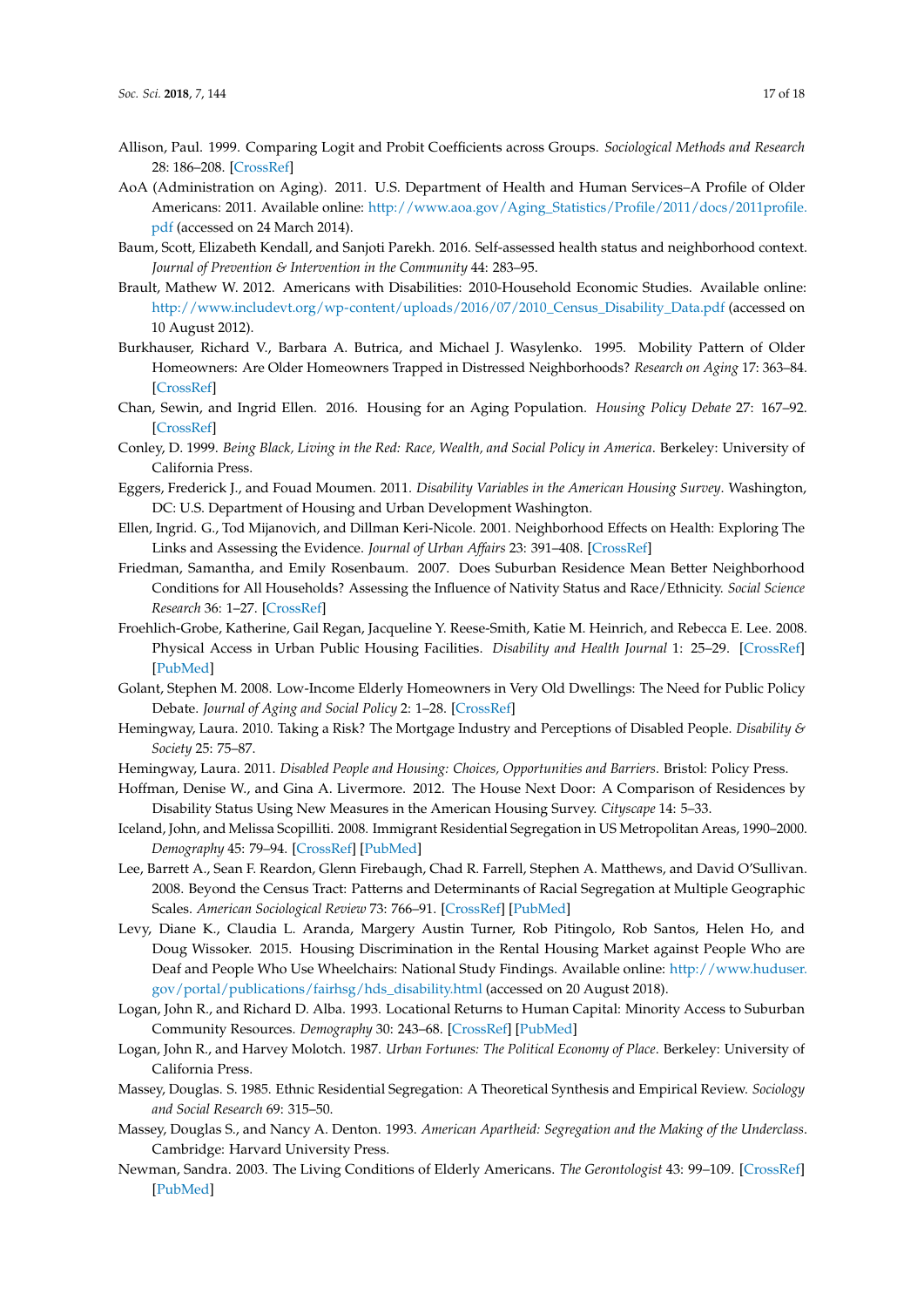Allison, Paul. 1999. Comparing Logit and Probit Coefficients across Groups. *Sociological Methods and Research* 28: 186–208. [CrossRef]

AoA (Administration on Aging). 2011. U.S. Department of Health and Human Services–A Profile of Older Americans: 2011. Available online: http://www.aoa.gov/Aging_Statistics/Profile/2011/docs/2011profile.pdf (accessed on 24 March 2014).

Baum, Scott, Elizabeth Kendall, and Sanjoti Parekh. 2016. Self-assessed health status and neighborhood context. *Journal of Prevention & Intervention in the Community* 44: 283–95.

Brault, Mathew W. 2012. Americans with Disabilities: 2010-Household Economic Studies. Available online: http://www.includevt.org/wp-content/uploads/2016/07/2010_Census_Disability_Data.pdf (accessed on 10 August 2012).

Burkhauser, Richard V., Barbara A. Butrica, and Michael J. Wasylenko. 1995. Mobility Pattern of Older Homeowners: Are Older Homeowners Trapped in Distressed Neighborhoods? *Research on Aging* 17: 363–84. [CrossRef]

Chan, Sewin, and Ingrid Ellen. 2016. Housing for an Aging Population. *Housing Policy Debate* 27: 167–92. [CrossRef]

Conley, D. 1999. *Being Black, Living in the Red: Race, Wealth, and Social Policy in America*. Berkeley: University of California Press.

Eggers, Frederick J., and Fouad Moumen. 2011. *Disability Variables in the American Housing Survey*. Washington, DC: U.S. Department of Housing and Urban Development Washington.

Ellen, Ingrid. G., Tod Mijanovich, and Dillman Keri-Nicole. 2001. Neighborhood Effects on Health: Exploring The Links and Assessing the Evidence. *Journal of Urban Affairs* 23: 391–408. [CrossRef]

Friedman, Samantha, and Emily Rosenbaum. 2007. Does Suburban Residence Mean Better Neighborhood Conditions for All Households? Assessing the Influence of Nativity Status and Race/Ethnicity. *Social Science Research* 36: 1–27. [CrossRef]

Froehlich-Grobe, Katherine, Gail Regan, Jacqueline Y. Reese-Smith, Katie M. Heinrich, and Rebecca E. Lee. 2008. Physical Access in Urban Public Housing Facilities. *Disability and Health Journal* 1: 25–29. [CrossRef] [PubMed]

Golant, Stephen M. 2008. Low-Income Elderly Homeowners in Very Old Dwellings: The Need for Public Policy Debate. *Journal of Aging and Social Policy* 2: 1–28. [CrossRef]

Hemingway, Laura. 2010. Taking a Risk? The Mortgage Industry and Perceptions of Disabled People. *Disability & Society* 25: 75–87.

Hemingway, Laura. 2011. *Disabled People and Housing: Choices, Opportunities and Barriers*. Bristol: Policy Press.

Hoffman, Denise W., and Gina A. Livermore. 2012. The House Next Door: A Comparison of Residences by Disability Status Using New Measures in the American Housing Survey. *Cityscape* 14: 5–33.

Iceland, John, and Melissa Scopilliti. 2008. Immigrant Residential Segregation in US Metropolitan Areas, 1990–2000. *Demography* 45: 79–94. [CrossRef] [PubMed]

Lee, Barrett A., Sean F. Reardon, Glenn Firebaugh, Chad R. Farrell, Stephen A. Matthews, and David O'Sullivan. 2008. Beyond the Census Tract: Patterns and Determinants of Racial Segregation at Multiple Geographic Scales. *American Sociological Review* 73: 766–91. [CrossRef] [PubMed]

Levy, Diane K., Claudia L. Aranda, Margery Austin Turner, Rob Pitingolo, Rob Santos, Helen Ho, and Doug Wissoker. 2015. Housing Discrimination in the Rental Housing Market against People Who are Deaf and People Who Use Wheelchairs: National Study Findings. Available online: http://www.huduser.gov/portal/publications/fairhsg/hds_disability.html (accessed on 20 August 2018).

Logan, John R., and Richard D. Alba. 1993. Locational Returns to Human Capital: Minority Access to Suburban Community Resources. *Demography* 30: 243–68. [CrossRef] [PubMed]

Logan, John R., and Harvey Molotch. 1987. *Urban Fortunes: The Political Economy of Place*. Berkeley: University of California Press.

Massey, Douglas. S. 1985. Ethnic Residential Segregation: A Theoretical Synthesis and Empirical Review. *Sociology and Social Research* 69: 315–50.

Massey, Douglas S., and Nancy A. Denton. 1993. *American Apartheid: Segregation and the Making of the Underclass*. Cambridge: Harvard University Press.

Newman, Sandra. 2003. The Living Conditions of Elderly Americans. *The Gerontologist* 43: 99–109. [CrossRef] [PubMed]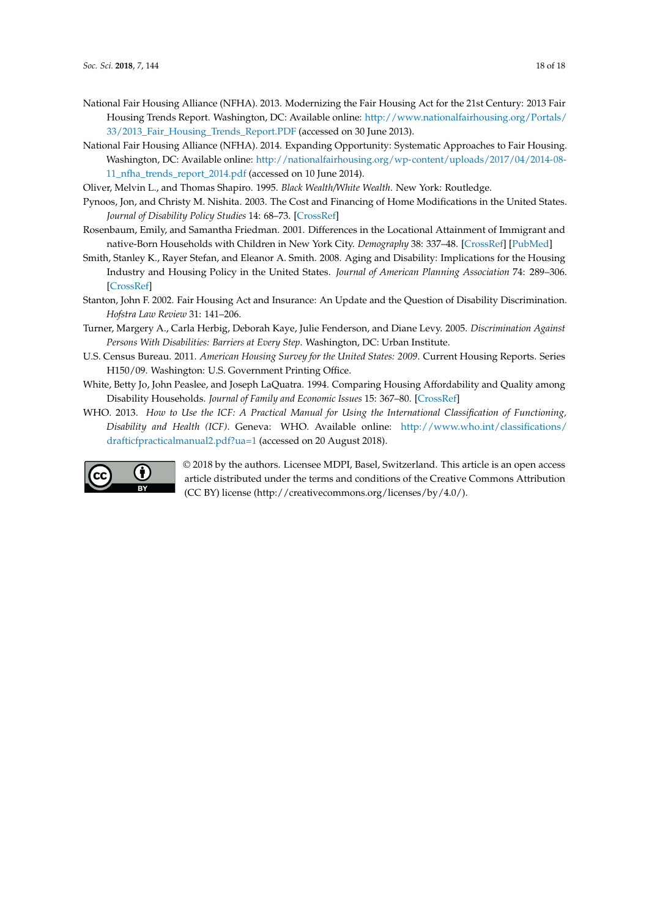National Fair Housing Alliance (NFHA). 2013. Modernizing the Fair Housing Act for the 21st Century: 2013 Fair Housing Trends Report. Washington, DC: Available online: http://www.nationalfairhousing.org/Portals/33/2013_Fair_Housing_Trends_Report.PDF (accessed on 30 June 2013).

National Fair Housing Alliance (NFHA). 2014. Expanding Opportunity: Systematic Approaches to Fair Housing. Washington, DC: Available online: http://nationalfairhousing.org/wp-content/uploads/2017/04/2014-08-11_nfha_trends_report_2014.pdf (accessed on 10 June 2014).

Oliver, Melvin L., and Thomas Shapiro. 1995. *Black Wealth/White Wealth*. New York: Routledge.

Pynoos, Jon, and Christy M. Nishita. 2003. The Cost and Financing of Home Modifications in the United States. *Journal of Disability Policy Studies* 14: 68–73. [CrossRef]

Rosenbaum, Emily, and Samantha Friedman. 2001. Differences in the Locational Attainment of Immigrant and native-Born Households with Children in New York City. *Demography* 38: 337–48. [CrossRef] [PubMed]

Smith, Stanley K., Rayer Stefan, and Eleanor A. Smith. 2008. Aging and Disability: Implications for the Housing Industry and Housing Policy in the United States. *Journal of American Planning Association* 74: 289–306. [CrossRef]

Stanton, John F. 2002. Fair Housing Act and Insurance: An Update and the Question of Disability Discrimination. *Hofstra Law Review* 31: 141–206.

Turner, Margery A., Carla Herbig, Deborah Kaye, Julie Fenderson, and Diane Levy. 2005. *Discrimination Against Persons With Disabilities: Barriers at Every Step*. Washington, DC: Urban Institute.

U.S. Census Bureau. 2011. *American Housing Survey for the United States: 2009*. Current Housing Reports. Series H150/09. Washington: U.S. Government Printing Office.

White, Betty Jo, John Peaslee, and Joseph LaQuatra. 1994. Comparing Housing Affordability and Quality among Disability Households. *Journal of Family and Economic Issues* 15: 367–80. [CrossRef]

WHO. 2013. *How to Use the ICF: A Practical Manual for Using the International Classification of Functioning, Disability and Health (ICF)*. Geneva: WHO. Available online: http://www.who.int/classifications/drafticfpracticalmanual2.pdf?ua=1 (accessed on 20 August 2018).

© 2018 by the authors. Licensee MDPI, Basel, Switzerland. This article is an open access article distributed under the terms and conditions of the Creative Commons Attribution (CC BY) license (http://creativecommons.org/licenses/by/4.0/).